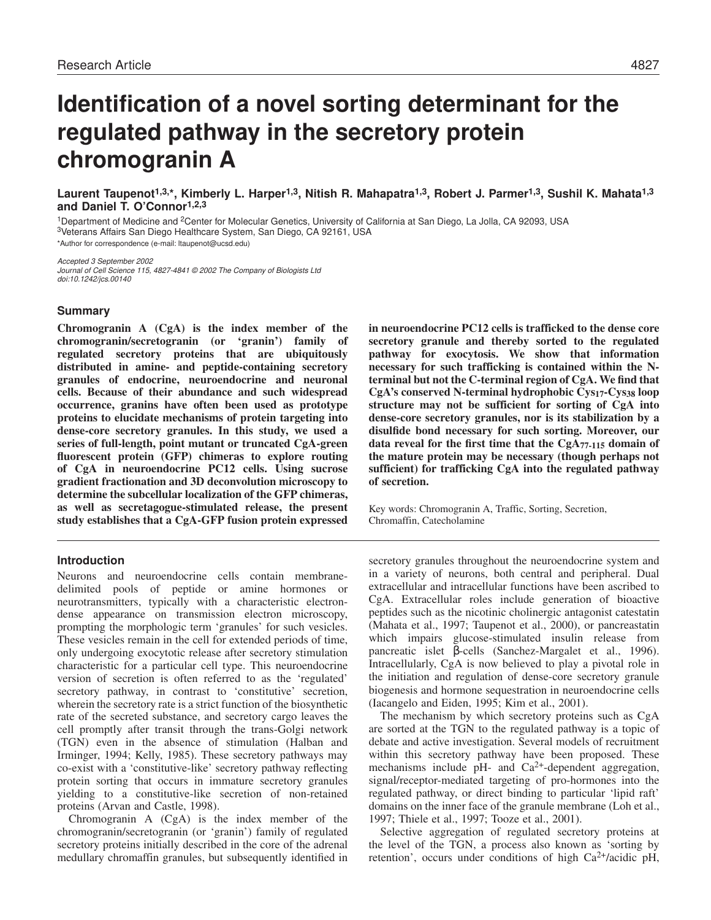# Identification of a novel sorting determinant for the regulated pathway in the secretory protein chromogranin A

**Laurent Taupenot[1,3,*], Kimberly L. Harper[1,3], Nitish R. Mahapatra[1,3], Robert J. Parmer[1,3], Sushil K. Mahata[1,3] and Daniel T. O'Connor[1,2,3]**

[1]Department of Medicine and [2]Center for Molecular Genetics, University of California at San Diego, La Jolla, CA 92093, USA
[3]Veterans Affairs San Diego Healthcare System, San Diego, CA 92161, USA
*Author for correspondence (e-mail: ltaupenot@ucsd.edu)

*Accepted 3 September 2002*
*Journal of Cell Science 115, 4827-4841 © 2002 The Company of Biologists Ltd*
*doi:10.1242/jcs.00140*

## Summary

**Chromogranin A (CgA) is the index member of the chromogranin/secretogranin (or 'granin') family of regulated secretory proteins that are ubiquitously distributed in amine- and peptide-containing secretory granules of endocrine, neuroendocrine and neuronal cells. Because of their abundance and such widespread occurrence, granins have often been used as prototype proteins to elucidate mechanisms of protein targeting into dense-core secretory granules. In this study, we used a series of full-length, point mutant or truncated CgA-green fluorescent protein (GFP) chimeras to explore routing of CgA in neuroendocrine PC12 cells. Using sucrose gradient fractionation and 3D deconvolution microscopy to determine the subcellular localization of the GFP chimeras, as well as secretagogue-stimulated release, the present study establishes that a CgA-GFP fusion protein expressed in neuroendocrine PC12 cells is trafficked to the dense core secretory granule and thereby sorted to the regulated pathway for exocytosis. We show that information necessary for such trafficking is contained within the N-terminal but not the C-terminal region of CgA. We find that CgA's conserved N-terminal hydrophobic $Cys_{17}$-$Cys_{38}$ loop structure may not be sufficient for sorting of CgA into dense-core secretory granules, nor is its stabilization by a disulfide bond necessary for such sorting. Moreover, our data reveal for the first time that the $CgA_{77-115}$ domain of the mature protein may be necessary (though perhaps not sufficient) for trafficking CgA into the regulated pathway of secretion.**

Key words: Chromogranin A, Traffic, Sorting, Secretion, Chromaffin, Catecholamine

## Introduction

Neurons and neuroendocrine cells contain membrane-delimited pools of peptide or amine hormones or neurotransmitters, typically with a characteristic electron-dense appearance on transmission electron microscopy, prompting the morphologic term 'granules' for such vesicles. These vesicles remain in the cell for extended periods of time, only undergoing exocytotic release after secretory stimulation characteristic for a particular cell type. This neuroendocrine version of secretion is often referred to as the 'regulated' secretory pathway, in contrast to 'constitutive' secretion, wherein the secretory rate is a strict function of the biosynthetic rate of the secreted substance, and secretory cargo leaves the cell promptly after transit through the trans-Golgi network (TGN) even in the absence of stimulation (Halban and Irminger, 1994; Kelly, 1985). These secretory pathways may co-exist with a 'constitutive-like' secretory pathway reflecting protein sorting that occurs in immature secretory granules yielding to a constitutive-like secretion of non-retained proteins (Arvan and Castle, 1998).

Chromogranin A (CgA) is the index member of the chromogranin/secretogranin (or 'granin') family of regulated secretory proteins initially described in the core of the adrenal medullary chromaffin granules, but subsequently identified in secretory granules throughout the neuroendocrine system and in a variety of neurons, both central and peripheral. Dual extracellular and intracellular functions have been ascribed to CgA. Extracellular roles include generation of bioactive peptides such as the nicotinic cholinergic antagonist catestatin (Mahata et al., 1997; Taupenot et al., 2000), or pancreastatin which impairs glucose-stimulated insulin release from pancreatic islet β-cells (Sanchez-Margalet et al., 1996). Intracellularly, CgA is now believed to play a pivotal role in the initiation and regulation of dense-core secretory granule biogenesis and hormone sequestration in neuroendocrine cells (Iacangelo and Eiden, 1995; Kim et al., 2001).

The mechanism by which secretory proteins such as CgA are sorted at the TGN to the regulated pathway is a topic of debate and active investigation. Several models of recruitment within this secretory pathway have been proposed. These mechanisms include pH- and $Ca^{2+}$-dependent aggregation, signal/receptor-mediated targeting of pro-hormones into the regulated pathway, or direct binding to particular 'lipid raft' domains on the inner face of the granule membrane (Loh et al., 1997; Thiele et al., 1997; Tooze et al., 2001).

Selective aggregation of regulated secretory proteins at the level of the TGN, a process also known as 'sorting by retention', occurs under conditions of high $Ca^{2+}$/acidic pH,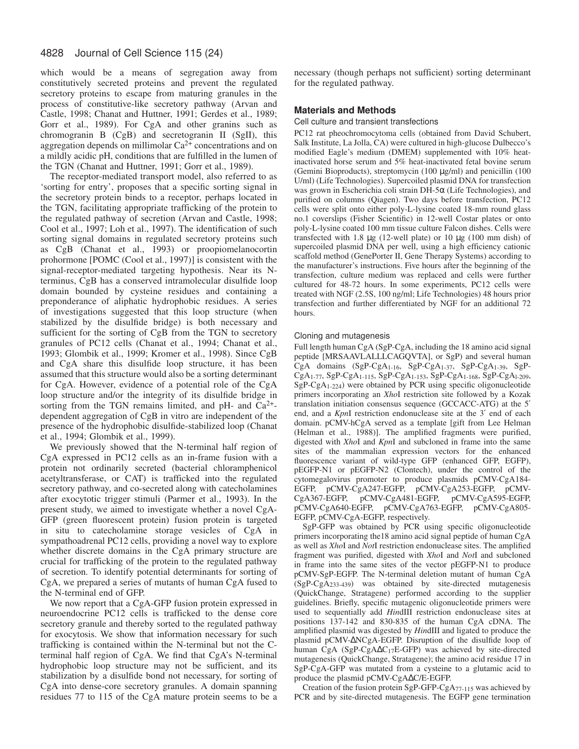which would be a means of segregation away from constitutively secreted proteins and prevent the regulated secretory proteins to escape from maturing granules in the process of constitutive-like secretory pathway (Arvan and Castle, 1998; Chanat and Huttner, 1991; Gerdes et al., 1989; Gorr et al., 1989). For CgA and other granins such as chromogranin B (CgB) and secretogranin II (SgII), this aggregation depends on millimolar $Ca^{2+}$ concentrations and on a mildly acidic pH, conditions that are fulfilled in the lumen of the TGN (Chanat and Huttner, 1991; Gorr et al., 1989).

The receptor-mediated transport model, also referred to as 'sorting for entry', proposes that a specific sorting signal in the secretory protein binds to a receptor, perhaps located in the TGN, facilitating appropriate trafficking of the protein to the regulated pathway of secretion (Arvan and Castle, 1998; Cool et al., 1997; Loh et al., 1997). The identification of such sorting signal domains in regulated secretory proteins such as CgB (Chanat et al., 1993) or proopiomelanocortin prohormone [POMC (Cool et al., 1997)] is consistent with the signal-receptor-mediated targeting hypothesis. Near its N-terminus, CgB has a conserved intramolecular disulfide loop domain bounded by cysteine residues and containing a preponderance of aliphatic hydrophobic residues. A series of investigations suggested that this loop structure (when stabilized by the disulfide bridge) is both necessary and sufficient for the sorting of CgB from the TGN to secretory granules of PC12 cells (Chanat et al., 1994; Chanat et al., 1993; Glombik et al., 1999; Kromer et al., 1998). Since CgB and CgA share this disulfide loop structure, it has been assumed that this structure would also be a sorting determinant for CgA. However, evidence of a potential role of the CgA loop structure and/or the integrity of its disulfide bridge in sorting from the TGN remains limited, and pH- and $Ca^{2+}$-dependent aggregation of CgB in vitro are independent of the presence of the hydrophobic disulfide-stabilized loop (Chanat et al., 1994; Glombik et al., 1999).

We previously showed that the N-terminal half region of CgA expressed in PC12 cells as an in-frame fusion with a protein not ordinarily secreted (bacterial chloramphenicol acetyltransferase, or CAT) is trafficked into the regulated secretory pathway, and co-secreted along with catecholamines after exocytotic trigger stimuli (Parmer et al., 1993). In the present study, we aimed to investigate whether a novel CgA-GFP (green fluorescent protein) fusion protein is targeted in situ to catecholamine storage vesicles of CgA in sympathoadrenal PC12 cells, providing a novel way to explore whether discrete domains in the CgA primary structure are crucial for trafficking of the protein to the regulated pathway of secretion. To identify potential determinants for sorting of CgA, we prepared a series of mutants of human CgA fused to the N-terminal end of GFP.

We now report that a CgA-GFP fusion protein expressed in neuroendocrine PC12 cells is trafficked to the dense core secretory granule and thereby sorted to the regulated pathway for exocytosis. We show that information necessary for such trafficking is contained within the N-terminal but not the C-terminal half region of CgA. We find that CgA's N-terminal hydrophobic loop structure may not be sufficient, and its stabilization by a disulfide bond not necessary, for sorting of CgA into dense-core secretory granules. A domain spanning residues 77 to 115 of the CgA mature protein seems to be a necessary (though perhaps not sufficient) sorting determinant for the regulated pathway.

## Materials and Methods

### Cell culture and transient transfections

PC12 rat pheochromocytoma cells (obtained from David Schubert, Salk Institute, La Jolla, CA) were cultured in high-glucose Dulbecco's modified Eagle's medium (DMEM) supplemented with 10% heat-inactivated horse serum and 5% heat-inactivated fetal bovine serum (Gemini Bioproducts), streptomycin (100 μg/ml) and penicillin (100 U/ml) (Life Technologies). Supercoiled plasmid DNA for transfection was grown in Escherichia coli strain DH-5α (Life Technologies), and purified on columns (Qiagen). Two days before transfection, PC12 cells were split onto either poly-L-lysine coated 18-mm round glass no.1 coverslips (Fisher Scientific) in 12-well Costar plates or onto poly-L-lysine coated 100 mm tissue culture Falcon dishes. Cells were transfected with 1.8 μg (12-well plate) or 10 μg (100 mm dish) of supercoiled plasmid DNA per well, using a high efficiency cationic scaffold method (GenePorter II, Gene Therapy Systems) according to the manufacturer's instructions. Five hours after the beginning of the transfection, culture medium was replaced and cells were further cultured for 48-72 hours. In some experiments, PC12 cells were treated with NGF (2.5S, 100 ng/ml; Life Technologies) 48 hours prior transfection and further differentiated by NGF for an additional 72 hours.

### Cloning and mutagenesis

Full length human CgA (SgP-CgA, including the 18 amino acid signal peptide [MRSAAVLALLLCAGQVTA], or SgP) and several human CgA domains (SgP-$CgA_{1-16}$, SgP-$CgA_{1-37}$, SgP-$CgA_{1-39}$, SgP-$CgA_{1-77}$, SgP-$CgA_{1-115}$, SgP-$CgA_{1-153}$, SgP-$CgA_{1-168}$, SgP-$CgA_{1-209}$, SgP-$CgA_{1-224}$) were obtained by PCR using specific oligonucleotide primers incorporating an *Xho*I restriction site followed by a Kozak translation initiation consensus sequence (GCCACC-ATG) at the 5′ end, and a *Kpn*I restriction endonuclease site at the 3′ end of each domain. pCMV-hCgA served as a template [gift from Lee Helman (Helman et al., 1988)]. The amplified fragments were purified, digested with *Xho*I and *Kpn*I and subcloned in frame into the same sites of the mammalian expression vectors for the enhanced fluorescence variant of wild-type GFP (enhanced GFP, EGFP), pEGFP-N1 or pEGFP-N2 (Clontech), under the control of the cytomegalovirus promoter to produce plasmids pCMV-CgA184-EGFP, pCMV-CgA247-EGFP, pCMV-CgA253-EGFP, pCMV-CgA367-EGFP, pCMV-CgA481-EGFP, pCMV-CgA595-EGFP, pCMV-CgA640-EGFP, pCMV-CgA763-EGFP, pCMV-CgA805-EGFP, pCMV-CgA-EGFP, respectively.

SgP-GFP was obtained by PCR using specific oligonucleotide primers incorporating the18 amino acid signal peptide of human CgA as well as *Xho*I and *Not*I restriction endonuclease sites. The amplified fragment was purified, digested with *Xho*I and *Not*I and subcloned in frame into the same sites of the vector pEGFP-N1 to produce pCMV-SgP-EGFP. The N-terminal deletion mutant of human CgA (SgP-$CgA_{233-439}$) was obtained by site-directed mutagenesis (QuickChange, Stratagene) performed according to the supplier guidelines. Briefly, specific mutagenic oligonucleotide primers were used to sequentially add *Hin*dIII restriction endonuclease sites at positions 137-142 and 830-835 of the human CgA cDNA. The amplified plasmid was digested by *Hin*dIII and ligated to produce the plasmid pCMV-ΔNCgA-EGFP. Disruption of the disulfide loop of human CgA (SgP-CgAΔ$C_{17}$E-GFP) was achieved by site-directed mutagenesis (QuickChange, Stratagene); the amino acid residue 17 in SgP-CgA-GFP was mutated from a cysteine to a glutamic acid to produce the plasmid pCMV-CgAΔC/E-EGFP.

Creation of the fusion protein SgP-GFP-$CgA_{77-115}$ was achieved by PCR and by site-directed mutagenesis. The EGFP gene termination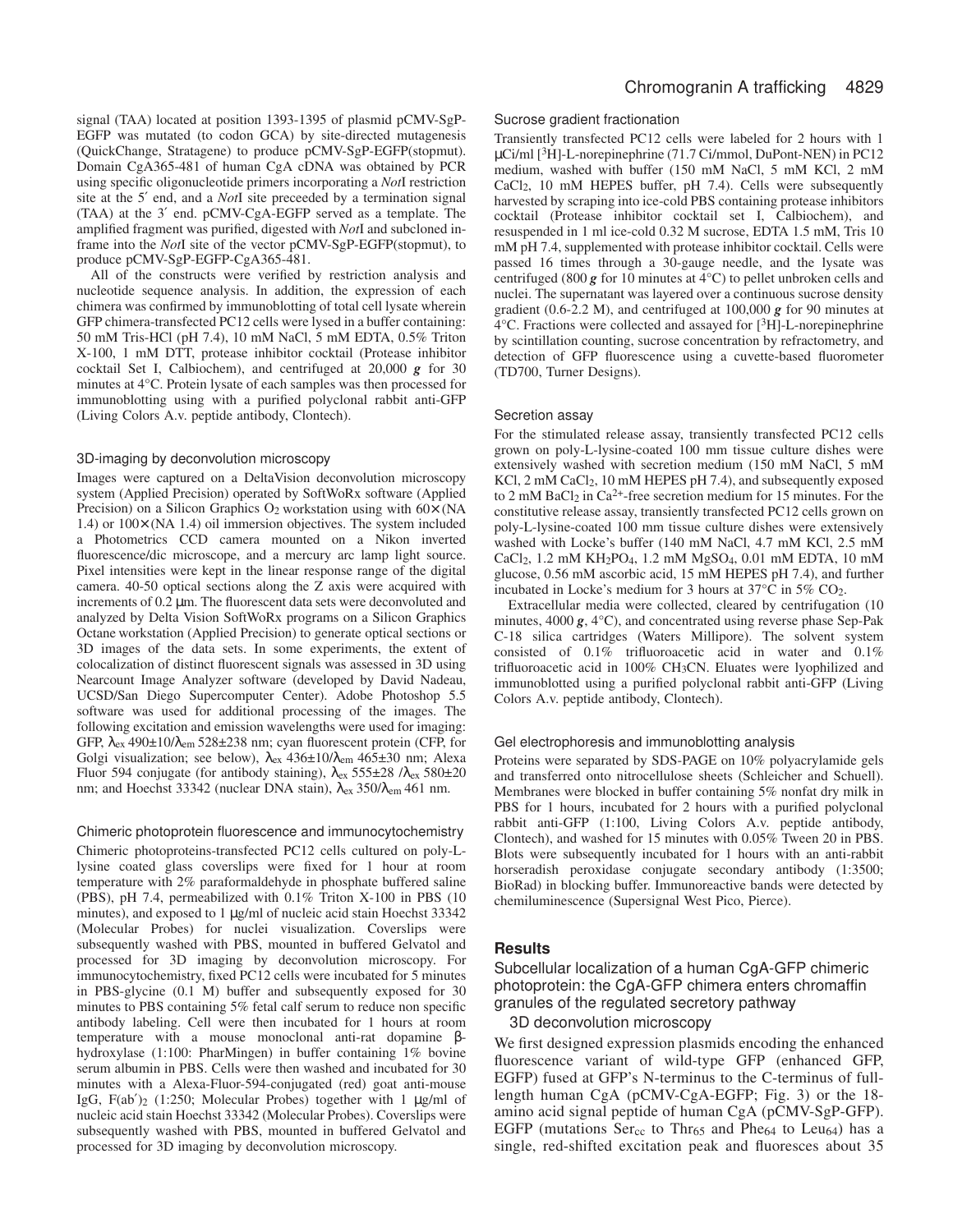signal (TAA) located at position 1393-1395 of plasmid pCMV-SgP-EGFP was mutated (to codon GCA) by site-directed mutagenesis (QuickChange, Stratagene) to produce pCMV-SgP-EGFP(stopmut). Domain CgA365-481 of human CgA cDNA was obtained by PCR using specific oligonucleotide primers incorporating a *Not*I restriction site at the 5′ end, and a *Not*I site preceeded by a termination signal (TAA) at the 3′ end. pCMV-CgA-EGFP served as a template. The amplified fragment was purified, digested with *Not*I and subcloned in-frame into the *Not*I site of the vector pCMV-SgP-EGFP(stopmut), to produce pCMV-SgP-EGFP-CgA365-481.

All of the constructs were verified by restriction analysis and nucleotide sequence analysis. In addition, the expression of each chimera was confirmed by immunoblotting of total cell lysate wherein GFP chimera-transfected PC12 cells were lysed in a buffer containing: 50 mM Tris-HCl (pH 7.4), 10 mM NaCl, 5 mM EDTA, 0.5% Triton X-100, 1 mM DTT, protease inhibitor cocktail (Protease inhibitor cocktail Set I, Calbiochem), and centrifuged at 20,000 ***g*** for 30 minutes at 4°C. Protein lysate of each samples was then processed for immunoblotting using with a purified polyclonal rabbit anti-GFP (Living Colors A.v. peptide antibody, Clontech).

### 3D-imaging by deconvolution microscopy

Images were captured on a DeltaVision deconvolution microscopy system (Applied Precision) operated by SoftWoRx software (Applied Precision) on a Silicon Graphics $O_2$ workstation using with 60× (NA 1.4) or 100× (NA 1.4) oil immersion objectives. The system included a Photometrics CCD camera mounted on a Nikon inverted fluorescence/dic microscope, and a mercury arc lamp light source. Pixel intensities were kept in the linear response range of the digital camera. 40-50 optical sections along the Z axis were acquired with increments of 0.2 μm. The fluorescent data sets were deconvoluted and analyzed by Delta Vision SoftWoRx programs on a Silicon Graphics Octane workstation (Applied Precision) to generate optical sections or 3D images of the data sets. In some experiments, the extent of colocalization of distinct fluorescent signals was assessed in 3D using Nearcount Image Analyzer software (developed by David Nadeau, UCSD/San Diego Supercomputer Center). Adobe Photoshop 5.5 software was used for additional processing of the images. The following excitation and emission wavelengths were used for imaging: GFP, $\lambda_{ex}$ 490±10/$\lambda_{em}$ 528±238 nm; cyan fluorescent protein (CFP, for Golgi visualization; see below), $\lambda_{ex}$ 436±10/$\lambda_{em}$ 465±30 nm; Alexa Fluor 594 conjugate (for antibody staining), $\lambda_{ex}$ 555±28 /$\lambda_{ex}$ 580±20 nm; and Hoechst 33342 (nuclear DNA stain), $\lambda_{ex}$ 350/$\lambda_{em}$ 461 nm.

### Chimeric photoprotein fluorescence and immunocytochemistry

Chimeric photoproteins-transfected PC12 cells cultured on poly-L-lysine coated glass coverslips were fixed for 1 hour at room temperature with 2% paraformaldehyde in phosphate buffered saline (PBS), pH 7.4, permeabilized with 0.1% Triton X-100 in PBS (10 minutes), and exposed to 1 μg/ml of nucleic acid stain Hoechst 33342 (Molecular Probes) for nuclei visualization. Coverslips were subsequently washed with PBS, mounted in buffered Gelvatol and processed for 3D imaging by deconvolution microscopy. For immunocytochemistry, fixed PC12 cells were incubated for 5 minutes in PBS-glycine (0.1 M) buffer and subsequently exposed for 30 minutes to PBS containing 5% fetal calf serum to reduce non specific antibody labeling. Cell were then incubated for 1 hours at room temperature with a mouse monoclonal anti-rat dopamine β-hydroxylase (1:100: PharMingen) in buffer containing 1% bovine serum albumin in PBS. Cells were then washed and incubated for 30 minutes with a Alexa-Fluor-594-conjugated (red) goat anti-mouse IgG, F(ab′)$_2$ (1:250; Molecular Probes) together with 1 μg/ml of nucleic acid stain Hoechst 33342 (Molecular Probes). Coverslips were subsequently washed with PBS, mounted in buffered Gelvatol and processed for 3D imaging by deconvolution microscopy.

### Sucrose gradient fractionation

Transiently transfected PC12 cells were labeled for 2 hours with 1 μCi/ml [$^3$H]-L-norepinephrine (71.7 Ci/mmol, DuPont-NEN) in PC12 medium, washed with buffer (150 mM NaCl, 5 mM KCl, 2 mM $CaCl_2$, 10 mM HEPES buffer, pH 7.4). Cells were subsequently harvested by scraping into ice-cold PBS containing protease inhibitors cocktail (Protease inhibitor cocktail set I, Calbiochem), and resuspended in 1 ml ice-cold 0.32 M sucrose, EDTA 1.5 mM, Tris 10 mM pH 7.4, supplemented with protease inhibitor cocktail. Cells were passed 16 times through a 30-gauge needle, and the lysate was centrifuged (800 ***g*** for 10 minutes at 4°C) to pellet unbroken cells and nuclei. The supernatant was layered over a continuous sucrose density gradient (0.6-2.2 M), and centrifuged at 100,000 ***g*** for 90 minutes at 4°C. Fractions were collected and assayed for [$^3$H]-L-norepinephrine by scintillation counting, sucrose concentration by refractometry, and detection of GFP fluorescence using a cuvette-based fluorometer (TD700, Turner Designs).

### Secretion assay

For the stimulated release assay, transiently transfected PC12 cells grown on poly-L-lysine-coated 100 mm tissue culture dishes were extensively washed with secretion medium (150 mM NaCl, 5 mM KCl, 2 mM $CaCl_2$, 10 mM HEPES pH 7.4), and subsequently exposed to 2 mM $BaCl_2$ in $Ca^{2+}$-free secretion medium for 15 minutes. For the constitutive release assay, transiently transfected PC12 cells grown on poly-L-lysine-coated 100 mm tissue culture dishes were extensively washed with Locke's buffer (140 mM NaCl, 4.7 mM KCl, 2.5 mM $CaCl_2$, 1.2 mM $KH_2PO_4$, 1.2 mM $MgSO_4$, 0.01 mM EDTA, 10 mM glucose, 0.56 mM ascorbic acid, 15 mM HEPES pH 7.4), and further incubated in Locke's medium for 3 hours at 37°C in 5% $CO_2$.

Extracellular media were collected, cleared by centrifugation (10 minutes, 4000 ***g***, 4°C), and concentrated using reverse phase Sep-Pak C-18 silica cartridges (Waters Millipore). The solvent system consisted of 0.1% trifluoroacetic acid in water and 0.1% trifluoroacetic acid in 100% $CH_3CN$. Eluates were lyophilized and immunoblotted using a purified polyclonal rabbit anti-GFP (Living Colors A.v. peptide antibody, Clontech).

### Gel electrophoresis and immunoblotting analysis

Proteins were separated by SDS-PAGE on 10% polyacrylamide gels and transferred onto nitrocellulose sheets (Schleicher and Schuell). Membranes were blocked in buffer containing 5% nonfat dry milk in PBS for 1 hours, incubated for 2 hours with a purified polyclonal rabbit anti-GFP (1:100, Living Colors A.v. peptide antibody, Clontech), and washed for 15 minutes with 0.05% Tween 20 in PBS. Blots were subsequently incubated for 1 hours with an anti-rabbit horseradish peroxidase conjugate secondary antibody (1:3500; BioRad) in blocking buffer. Immunoreactive bands were detected by chemiluminescence (Supersignal West Pico, Pierce).

## Results

### Subcellular localization of a human CgA-GFP chimeric photoprotein: the CgA-GFP chimera enters chromaffin granules of the regulated secretory pathway

#### 3D deconvolution microscopy

We first designed expression plasmids encoding the enhanced fluorescence variant of wild-type GFP (enhanced GFP, EGFP) fused at GFP's N-terminus to the C-terminus of full-length human CgA (pCMV-CgA-EGFP; Fig. 3) or the 18-amino acid signal peptide of human CgA (pCMV-SgP-GFP). EGFP (mutations $Ser_{cc}$ to $Thr_{65}$ and $Phe_{64}$ to $Leu_{64}$) has a single, red-shifted excitation peak and fluoresces about 35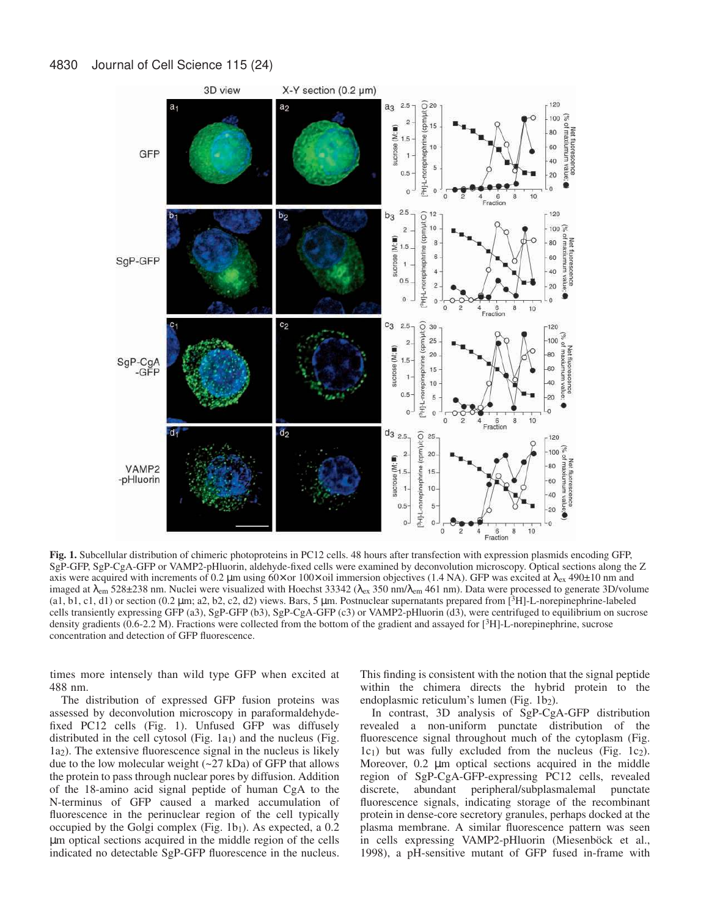**Fig. 1.** Subcellular distribution of chimeric photoproteins in PC12 cells. 48 hours after transfection with expression plasmids encoding GFP, SgP-GFP, SgP-CgA-GFP or VAMP2-pHluorin, aldehyde-fixed cells were examined by deconvolution microscopy. Optical sections along the Z axis were acquired with increments of 0.2 μm using 60× or 100× oil immersion objectives (1.4 NA). GFP was excited at $\lambda_{ex}$ 490±10 nm and imaged at $\lambda_{em}$ 528±238 nm. Nuclei were visualized with Hoechst 33342 ($\lambda_{ex}$ 350 nm/$\lambda_{em}$ 461 nm). Data were processed to generate 3D/volume (a1, b1, c1, d1) or section (0.2 μm; a2, b2, c2, d2) views. Bars, 5 μm. Postnuclear supernatants prepared from [$^3$H]-L-norepinephrine-labeled cells transiently expressing GFP (a3), SgP-GFP (b3), SgP-CgA-GFP (c3) or VAMP2-pHluorin (d3), were centrifuged to equilibrium on sucrose density gradients (0.6-2.2 M). Fractions were collected from the bottom of the gradient and assayed for [$^3$H]-L-norepinephrine, sucrose concentration and detection of GFP fluorescence.

times more intensely than wild type GFP when excited at 488 nm.

The distribution of expressed GFP fusion proteins was assessed by deconvolution microscopy in paraformaldehyde-fixed PC12 cells (Fig. 1). Unfused GFP was diffusely distributed in the cell cytosol (Fig. 1a$_1$) and the nucleus (Fig. 1a$_2$). The extensive fluorescence signal in the nucleus is likely due to the low molecular weight (~27 kDa) of GFP that allows the protein to pass through nuclear pores by diffusion. Addition of the 18-amino acid signal peptide of human CgA to the N-terminus of GFP caused a marked accumulation of fluorescence in the perinuclear region of the cell typically occupied by the Golgi complex (Fig. 1b$_1$). As expected, a 0.2 μm optical sections acquired in the middle region of the cells indicated no detectable SgP-GFP fluorescence in the nucleus. This finding is consistent with the notion that the signal peptide within the chimera directs the hybrid protein to the endoplasmic reticulum's lumen (Fig. 1b$_2$).

In contrast, 3D analysis of SgP-CgA-GFP distribution revealed a non-uniform punctate distribution of the fluorescence signal throughout much of the cytoplasm (Fig. 1c$_1$) but was fully excluded from the nucleus (Fig. 1c$_2$). Moreover, 0.2 μm optical sections acquired in the middle region of SgP-CgA-GFP-expressing PC12 cells, revealed discrete, abundant peripheral/subplasmalemal punctate fluorescence signals, indicating storage of the recombinant protein in dense-core secretory granules, perhaps docked at the plasma membrane. A similar fluorescence pattern was seen in cells expressing VAMP2-pHluorin (Miesenböck et al., 1998), a pH-sensitive mutant of GFP fused in-frame with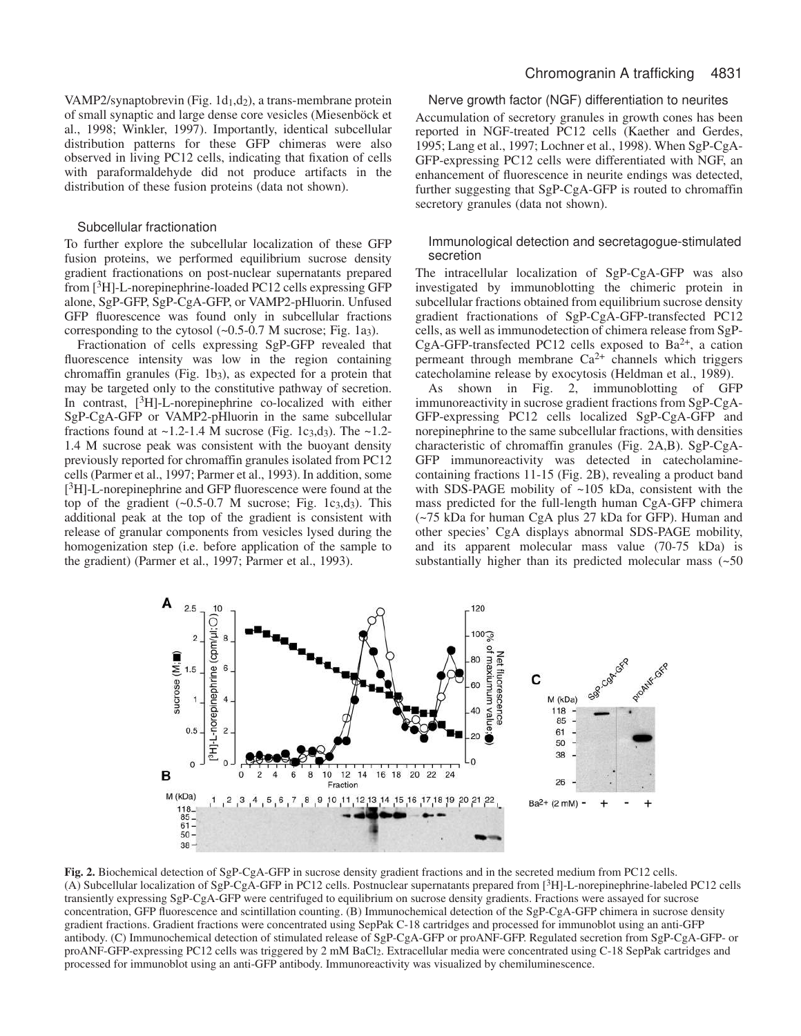VAMP2/synaptobrevin (Fig. 1d$_1$,d$_2$), a trans-membrane protein of small synaptic and large dense core vesicles (Miesenböck et al., 1998; Winkler, 1997). Importantly, identical subcellular distribution patterns for these GFP chimeras were also observed in living PC12 cells, indicating that fixation of cells with paraformaldehyde did not produce artifacts in the distribution of these fusion proteins (data not shown).

### Subcellular fractionation

To further explore the subcellular localization of these GFP fusion proteins, we performed equilibrium sucrose density gradient fractionations on post-nuclear supernatants prepared from [$^3$H]-L-norepinephrine-loaded PC12 cells expressing GFP alone, SgP-GFP, SgP-CgA-GFP, or VAMP2-pHluorin. Unfused GFP fluorescence was found only in subcellular fractions corresponding to the cytosol (~0.5-0.7 M sucrose; Fig. 1a$_3$).

Fractionation of cells expressing SgP-GFP revealed that fluorescence intensity was low in the region containing chromaffin granules (Fig. 1b$_3$), as expected for a protein that may be targeted only to the constitutive pathway of secretion. In contrast, [$^3$H]-L-norepinephrine co-localized with either SgP-CgA-GFP or VAMP2-pHluorin in the same subcellular fractions found at ~1.2-1.4 M sucrose (Fig. 1c$_3$,d$_3$). The ~1.2-1.4 M sucrose peak was consistent with the buoyant density previously reported for chromaffin granules isolated from PC12 cells (Parmer et al., 1997; Parmer et al., 1993). In addition, some [$^3$H]-L-norepinephrine and GFP fluorescence were found at the top of the gradient (~0.5-0.7 M sucrose; Fig. 1c$_3$,d$_3$). This additional peak at the top of the gradient is consistent with release of granular components from vesicles lysed during the homogenization step (i.e. before application of the sample to the gradient) (Parmer et al., 1997; Parmer et al., 1993).

### Nerve growth factor (NGF) differentiation to neurites

Accumulation of secretory granules in growth cones has been reported in NGF-treated PC12 cells (Kaether and Gerdes, 1995; Lang et al., 1997; Lochner et al., 1998). When SgP-CgA-GFP-expressing PC12 cells were differentiated with NGF, an enhancement of fluorescence in neurite endings was detected, further suggesting that SgP-CgA-GFP is routed to chromaffin secretory granules (data not shown).

### Immunological detection and secretagogue-stimulated secretion

The intracellular localization of SgP-CgA-GFP was also investigated by immunoblotting the chimeric protein in subcellular fractions obtained from equilibrium sucrose density gradient fractionations of SgP-CgA-GFP-transfected PC12 cells, as well as immunodetection of chimera release from SgP-CgA-GFP-transfected PC12 cells exposed to $Ba^{2+}$, a cation permeant through membrane $Ca^{2+}$ channels which triggers catecholamine release by exocytosis (Heldman et al., 1989).

As shown in Fig. 2, immunoblotting of GFP immunoreactivity in sucrose gradient fractions from SgP-CgA-GFP-expressing PC12 cells localized SgP-CgA-GFP and norepinephrine to the same subcellular fractions, with densities characteristic of chromaffin granules (Fig. 2A,B). SgP-CgA-GFP immunoreactivity was detected in catecholamine-containing fractions 11-15 (Fig. 2B), revealing a product band with SDS-PAGE mobility of ~105 kDa, consistent with the mass predicted for the full-length human CgA-GFP chimera (~75 kDa for human CgA plus 27 kDa for GFP). Human and other species' CgA displays abnormal SDS-PAGE mobility, and its apparent molecular mass value (70-75 kDa) is substantially higher than its predicted molecular mass (~50

**Fig. 2.** Biochemical detection of SgP-CgA-GFP in sucrose density gradient fractions and in the secreted medium from PC12 cells. (A) Subcellular localization of SgP-CgA-GFP in PC12 cells. Postnuclear supernatants prepared from [$^3$H]-L-norepinephrine-labeled PC12 cells transiently expressing SgP-CgA-GFP were centrifuged to equilibrium on sucrose density gradients. Fractions were assayed for sucrose concentration, GFP fluorescence and scintillation counting. (B) Immunochemical detection of the SgP-CgA-GFP chimera in sucrose density gradient fractions. Gradient fractions were concentrated using SepPak C-18 cartridges and processed for immunoblot using an anti-GFP antibody. (C) Immunochemical detection of stimulated release of SgP-CgA-GFP or proANF-GFP. Regulated secretion from SgP-CgA-GFP- or proANF-GFP-expressing PC12 cells was triggered by 2 mM $BaCl_2$. Extracellular media were concentrated using C-18 SepPak cartridges and processed for immunoblot using an anti-GFP antibody. Immunoreactivity was visualized by chemiluminescence.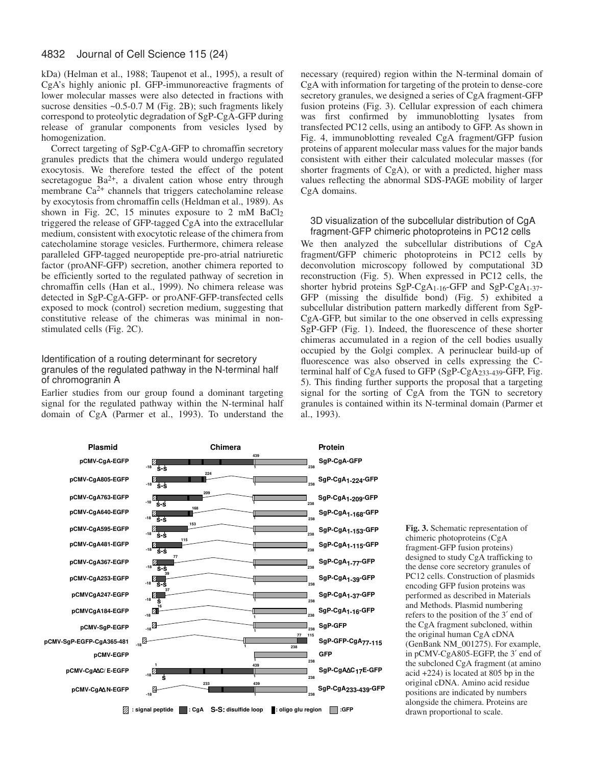kDa) (Helman et al., 1988; Taupenot et al., 1995), a result of CgA's highly anionic pI. GFP-immunoreactive fragments of lower molecular masses were also detected in fractions with sucrose densities ~0.5-0.7 M (Fig. 2B); such fragments likely correspond to proteolytic degradation of SgP-CgA-GFP during release of granular components from vesicles lysed by homogenization.

Correct targeting of SgP-CgA-GFP to chromaffin secretory granules predicts that the chimera would undergo regulated exocytosis. We therefore tested the effect of the potent secretagogue $Ba^{2+}$, a divalent cation whose entry through membrane $Ca^{2+}$ channels that triggers catecholamine release by exocytosis from chromaffin cells (Heldman et al., 1989). As shown in Fig. 2C, 15 minutes exposure to 2 mM $BaCl_2$ triggered the release of GFP-tagged CgA into the extracellular medium, consistent with exocytotic release of the chimera from catecholamine storage vesicles. Furthermore, chimera release paralleled GFP-tagged neuropeptide pre-pro-atrial natriuretic factor (proANF-GFP) secretion, another chimera reported to be efficiently sorted to the regulated pathway of secretion in chromaffin cells (Han et al., 1999). No chimera release was detected in SgP-CgA-GFP- or proANF-GFP-transfected cells exposed to mock (control) secretion medium, suggesting that constitutive release of the chimeras was minimal in non-stimulated cells (Fig. 2C).

### Identification of a routing determinant for secretory granules of the regulated pathway in the N-terminal half of chromogranin A

Earlier studies from our group found a dominant targeting signal for the regulated pathway within the N-terminal half domain of CgA (Parmer et al., 1993). To understand the necessary (required) region within the N-terminal domain of CgA with information for targeting of the protein to dense-core secretory granules, we designed a series of CgA fragment-GFP fusion proteins (Fig. 3). Cellular expression of each chimera was first confirmed by immunoblotting lysates from transfected PC12 cells, using an antibody to GFP. As shown in Fig. 4, immunoblotting revealed CgA fragment/GFP fusion proteins of apparent molecular mass values for the major bands consistent with either their calculated molecular masses (for shorter fragments of CgA), or with a predicted, higher mass values reflecting the abnormal SDS-PAGE mobility of larger CgA domains.

### 3D visualization of the subcellular distribution of CgA fragment-GFP chimeric photoproteins in PC12 cells

We then analyzed the subcellular distributions of CgA fragment/GFP chimeric photoproteins in PC12 cells by deconvolution microscopy followed by computational 3D reconstruction (Fig. 5). When expressed in PC12 cells, the shorter hybrid proteins SgP-$CgA_{1\text{-}16}$-GFP and SgP-$CgA_{1\text{-}37}$-GFP (missing the disulfide bond) (Fig. 5) exhibited a subcellular distribution pattern markedly different from SgP-CgA-GFP, but similar to the one observed in cells expressing SgP-GFP (Fig. 1). Indeed, the fluorescence of these shorter chimeras accumulated in a region of the cell bodies usually occupied by the Golgi complex. A perinuclear build-up of fluorescence was also observed in cells expressing the C-terminal half of CgA fused to GFP (SgP-$CgA_{233\text{-}439}$-GFP, Fig. 5). This finding further supports the proposal that a targeting signal for the sorting of CgA from the TGN to secretory granules is contained within its N-terminal domain (Parmer et al., 1993).

| Plasmid | Chimera | Protein |
|---|---|---|
| pCMV-CgA-EGFP | -18 … 439 / 1 … 238 | SgP-CgA-GFP |
| pCMV-CgA805-EGFP | -18 … 224 / 1 … 238 | SgP-$CgA_{1\text{-}224}$-GFP |
| pCMV-CgA763-EGFP | -18 … 209 / 1 … 238 | SgP-$CgA_{1\text{-}209}$-GFP |
| pCMV-CgA640-EGFP | -18 … 168 / 1 … 238 | SgP-$CgA_{1\text{-}168}$-GFP |
| pCMV-CgA595-EGFP | -18 … 153 / 1 … 238 | SgP-$CgA_{1\text{-}153}$-GFP |
| pCMV-CgA481-EGFP | -18 … 115 / 1 … 238 | SgP-$CgA_{1\text{-}115}$-GFP |
| pCMV-CgA367-EGFP | -18 … 77 / 1 … 238 | SgP-$CgA_{1\text{-}77}$-GFP |
| pCMV-CgA253-EGFP | -18 … 39 / 1 … 238 | SgP-$CgA_{1\text{-}39}$-GFP |
| pCMVCgA247-EGFP | -18 … 37 / 1 … 238 | SgP-$CgA_{1\text{-}37}$-GFP |
| pCMVCgA184-EGFP | -18 … 16 / 1 … 238 | SgP-$CgA_{1\text{-}16}$-GFP |
| pCMV-SgP-EGFP | -18 / 1 … 238 | SgP-GFP |
| pCMV-SgP-EGFP-CgA365-481 | -18 / 1 … 238, 77 … 115 | SgP-GFP-$CgA_{77\text{-}115}$ |
| pCMV-EGFP | 1 … 238 | GFP |
| pCMV-CgAΔC/ E-EGFP | -18, 1 … 439 / 1 … 238 | SgP-CgAΔ$C_{17}$E-GFP |
| pCMV-CgAΔN-EGFP | -18, 233 … 439 / 1 … 238 | SgP-$CgA_{233\text{-}439}$-GFP |

Legend: signal peptide; CgA; S-S: disulfide loop; oligo glu region; GFP

**Fig. 3.** Schematic representation of chimeric photoproteins (CgA fragment-GFP fusion proteins) designed to study CgA trafficking to the dense core secretory granules of PC12 cells. Construction of plasmids encoding GFP fusion proteins was performed as described in Materials and Methods. Plasmid numbering refers to the position of the 3′ end of the CgA fragment subcloned, within the original human CgA cDNA (GenBank NM_001275). For example, in pCMV-CgA805-EGFP, the 3′ end of the subcloned CgA fragment (at amino acid +224) is located at 805 bp in the original cDNA. Amino acid residue positions are indicated by numbers alongside the chimera. Proteins are drawn proportional to scale.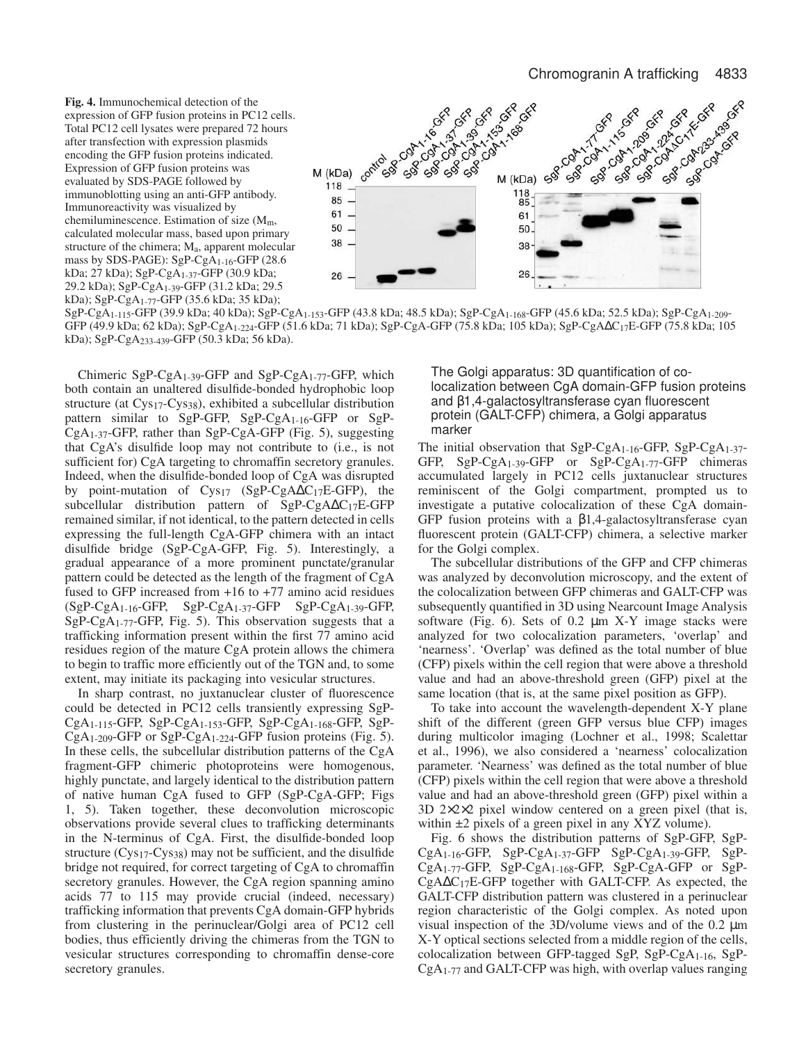**Fig. 4.** Immunochemical detection of the expression of GFP fusion proteins in PC12 cells. Total PC12 cell lysates were prepared 72 hours after transfection with expression plasmids encoding the GFP fusion proteins indicated. Expression of GFP fusion proteins was evaluated by SDS-PAGE followed by immunoblotting using an anti-GFP antibody. Immunoreactivity was visualized by chemiluminescence. Estimation of size ($M_m$, calculated molecular mass, based upon primary structure of the chimera; $M_a$, apparent molecular mass by SDS-PAGE): SgP-CgA$_{1-16}$-GFP (28.6 kDa; 27 kDa); SgP-CgA$_{1-37}$-GFP (30.9 kDa; 29.2 kDa); SgP-CgA$_{1-39}$-GFP (31.2 kDa; 29.5 kDa); SgP-CgA$_{1-77}$-GFP (35.6 kDa; 35 kDa); SgP-CgA$_{1-115}$-GFP (39.9 kDa; 40 kDa); SgP-CgA$_{1-153}$-GFP (43.8 kDa; 48.5 kDa); SgP-CgA$_{1-168}$-GFP (45.6 kDa; 52.5 kDa); SgP-CgA$_{1-209}$-GFP (49.9 kDa; 62 kDa); SgP-CgA$_{1-224}$-GFP (51.6 kDa; 71 kDa); SgP-CgA-GFP (75.8 kDa; 105 kDa); SgP-CgAΔC$_{17}$E-GFP (75.8 kDa; 105 kDa); SgP-CgA$_{233-439}$-GFP (50.3 kDa; 56 kDa).

Chimeric SgP-CgA$_{1-39}$-GFP and SgP-CgA$_{1-77}$-GFP, which both contain an unaltered disulfide-bonded hydrophobic loop structure (at Cys$_{17}$-Cys$_{38}$), exhibited a subcellular distribution pattern similar to SgP-GFP, SgP-CgA$_{1-16}$-GFP or SgP-CgA$_{1-37}$-GFP, rather than SgP-CgA-GFP (Fig. 5), suggesting that CgA's disulfide loop may not contribute to (i.e., is not sufficient for) CgA targeting to chromaffin secretory granules. Indeed, when the disulfide-bonded loop of CgA was disrupted by point-mutation of Cys$_{17}$ (SgP-CgAΔC$_{17}$E-GFP), the subcellular distribution pattern of SgP-CgAΔC$_{17}$E-GFP remained similar, if not identical, to the pattern detected in cells expressing the full-length CgA-GFP chimera with an intact disulfide bridge (SgP-CgA-GFP, Fig. 5). Interestingly, a gradual appearance of a more prominent punctate/granular pattern could be detected as the length of the fragment of CgA fused to GFP increased from +16 to +77 amino acid residues (SgP-CgA$_{1-16}$-GFP, SgP-CgA$_{1-37}$-GFP SgP-CgA$_{1-39}$-GFP, SgP-CgA$_{1-77}$-GFP, Fig. 5). This observation suggests that a trafficking information present within the first 77 amino acid residues region of the mature CgA protein allows the chimera to begin to traffic more efficiently out of the TGN and, to some extent, may initiate its packaging into vesicular structures.

In sharp contrast, no juxtanuclear cluster of fluorescence could be detected in PC12 cells transiently expressing SgP-CgA$_{1-115}$-GFP, SgP-CgA$_{1-153}$-GFP, SgP-CgA$_{1-168}$-GFP, SgP-CgA$_{1-209}$-GFP or SgP-CgA$_{1-224}$-GFP fusion proteins (Fig. 5). In these cells, the subcellular distribution patterns of the CgA fragment-GFP chimeric photoproteins were homogenous, highly punctate, and largely identical to the distribution pattern of native human CgA fused to GFP (SgP-CgA-GFP; Figs 1, 5). Taken together, these deconvolution microscopic observations provide several clues to trafficking determinants in the N-terminus of CgA. First, the disulfide-bonded loop structure (Cys$_{17}$-Cys$_{38}$) may not be sufficient, and the disulfide bridge not required, for correct targeting of CgA to chromaffin secretory granules. However, the CgA region spanning amino acids 77 to 115 may provide crucial (indeed, necessary) trafficking information that prevents CgA domain-GFP hybrids from clustering in the perinuclear/Golgi area of PC12 cell bodies, thus efficiently driving the chimeras from the TGN to vesicular structures corresponding to chromaffin dense-core secretory granules.

### The Golgi apparatus: 3D quantification of co-localization between CgA domain-GFP fusion proteins and β1,4-galactosyltransferase cyan fluorescent protein (GALT-CFP) chimera, a Golgi apparatus marker

The initial observation that SgP-CgA$_{1-16}$-GFP, SgP-CgA$_{1-37}$-GFP, SgP-CgA$_{1-39}$-GFP or SgP-CgA$_{1-77}$-GFP chimeras accumulated largely in PC12 cells juxtanuclear structures reminiscent of the Golgi compartment, prompted us to investigate a putative colocalization of these CgA domain-GFP fusion proteins with a β1,4-galactosyltransferase cyan fluorescent protein (GALT-CFP) chimera, a selective marker for the Golgi complex.

The subcellular distributions of the GFP and CFP chimeras was analyzed by deconvolution microscopy, and the extent of the colocalization between GFP chimeras and GALT-CFP was subsequently quantified in 3D using Nearcount Image Analysis software (Fig. 6). Sets of 0.2 μm X-Y image stacks were analyzed for two colocalization parameters, 'overlap' and 'nearness'. 'Overlap' was defined as the total number of blue (CFP) pixels within the cell region that were above a threshold value and had an above-threshold green (GFP) pixel at the same location (that is, at the same pixel position as GFP).

To take into account the wavelength-dependent X-Y plane shift of the different (green GFP versus blue CFP) images during multicolor imaging (Lochner et al., 1998; Scalettar et al., 1996), we also considered a 'nearness' colocalization parameter. 'Nearness' was defined as the total number of blue (CFP) pixels within the cell region that were above a threshold value and had an above-threshold green (GFP) pixel within a 3D 2×2×2 pixel window centered on a green pixel (that is, within ±2 pixels of a green pixel in any XYZ volume).

Fig. 6 shows the distribution patterns of SgP-GFP, SgP-CgA$_{1-16}$-GFP, SgP-CgA$_{1-37}$-GFP SgP-CgA$_{1-39}$-GFP, SgP-CgA$_{1-77}$-GFP, SgP-CgA$_{1-168}$-GFP, SgP-CgA-GFP or SgP-CgAΔC$_{17}$E-GFP together with GALT-CFP. As expected, the GALT-CFP distribution pattern was clustered in a perinuclear region characteristic of the Golgi complex. As noted upon visual inspection of the 3D/volume views and of the 0.2 μm X-Y optical sections selected from a middle region of the cells, colocalization between GFP-tagged SgP, SgP-CgA$_{1-16}$, SgP-CgA$_{1-77}$ and GALT-CFP was high, with overlap values ranging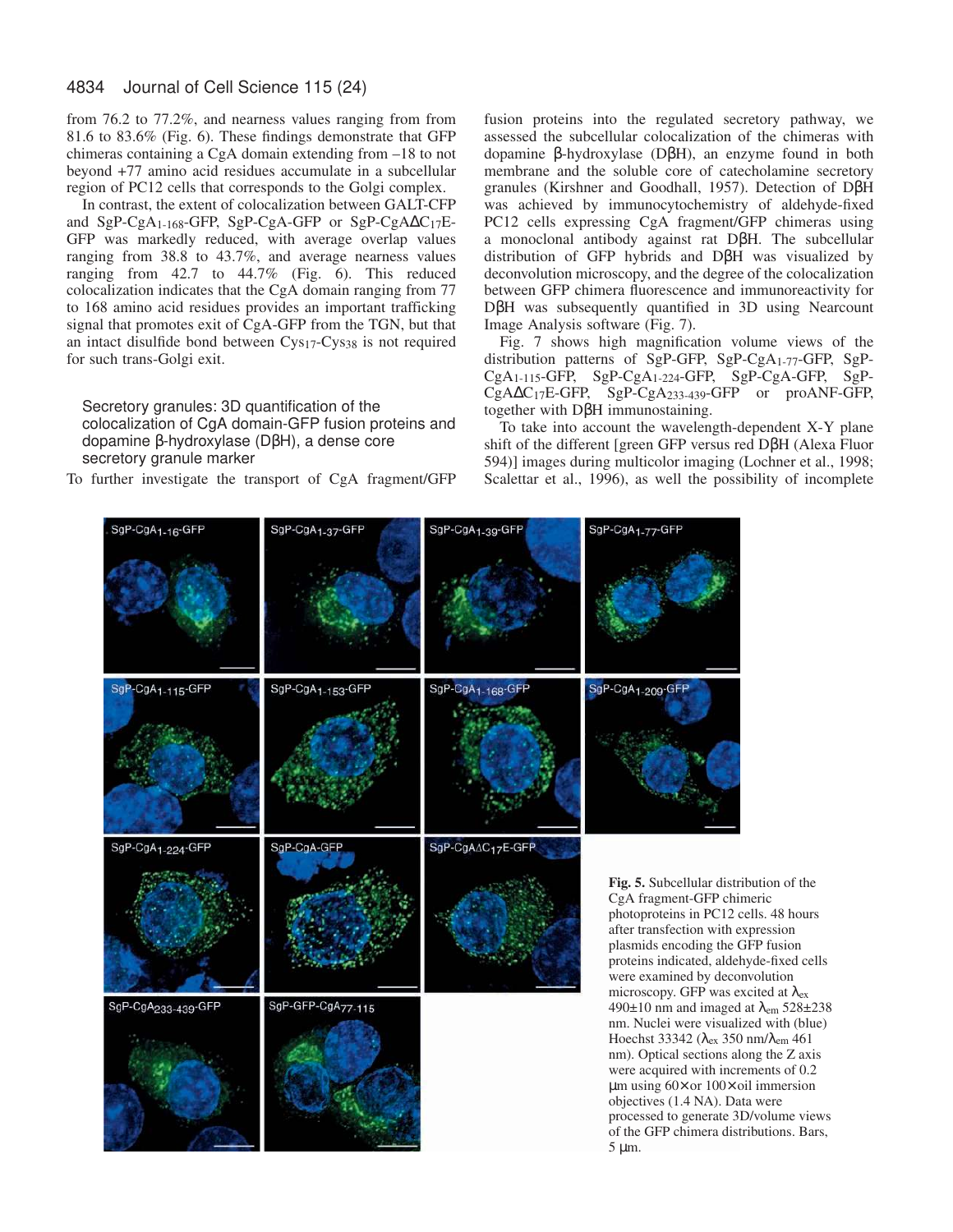from 76.2 to 77.2%, and nearness values ranging from from 81.6 to 83.6% (Fig. 6). These findings demonstrate that GFP chimeras containing a CgA domain extending from –18 to not beyond +77 amino acid residues accumulate in a subcellular region of PC12 cells that corresponds to the Golgi complex.

In contrast, the extent of colocalization between GALT-CFP and SgP-CgA$_{1\text{-}168}$-GFP, SgP-CgA-GFP or SgP-CgAΔC$_{17}$E-GFP was markedly reduced, with average overlap values ranging from 38.8 to 43.7%, and average nearness values ranging from 42.7 to 44.7% (Fig. 6). This reduced colocalization indicates that the CgA domain ranging from 77 to 168 amino acid residues provides an important trafficking signal that promotes exit of CgA-GFP from the TGN, but that an intact disulfide bond between Cys$_{17}$-Cys$_{38}$ is not required for such trans-Golgi exit.

### Secretory granules: 3D quantification of the colocalization of CgA domain-GFP fusion proteins and dopamine β-hydroxylase (DβH), a dense core secretory granule marker

To further investigate the transport of CgA fragment/GFP fusion proteins into the regulated secretory pathway, we assessed the subcellular colocalization of the chimeras with dopamine β-hydroxylase (DβH), an enzyme found in both membrane and the soluble core of catecholamine secretory granules (Kirshner and Goodhall, 1957). Detection of DβH was achieved by immunocytochemistry of aldehyde-fixed PC12 cells expressing CgA fragment/GFP chimeras using a monoclonal antibody against rat DβH. The subcellular distribution of GFP hybrids and DβH was visualized by deconvolution microscopy, and the degree of the colocalization between GFP chimera fluorescence and immunoreactivity for DβH was subsequently quantified in 3D using Nearcount Image Analysis software (Fig. 7).

Fig. 7 shows high magnification volume views of the distribution patterns of SgP-GFP, SgP-CgA$_{1\text{-}77}$-GFP, SgP-CgA$_{1\text{-}115}$-GFP, SgP-CgA$_{1\text{-}224}$-GFP, SgP-CgA-GFP, SgP-CgAΔC$_{17}$E-GFP, SgP-CgA$_{233\text{-}439}$-GFP or proANF-GFP, together with DβH immunostaining.

To take into account the wavelength-dependent X-Y plane shift of the different [green GFP versus red DβH (Alexa Fluor 594)] images during multicolor imaging (Lochner et al., 1998; Scalettar et al., 1996), as well the possibility of incomplete

**Fig. 5.** Subcellular distribution of the CgA fragment-GFP chimeric photoproteins in PC12 cells. 48 hours after transfection with expression plasmids encoding the GFP fusion proteins indicated, aldehyde-fixed cells were examined by deconvolution microscopy. GFP was excited at $\lambda_{ex}$ 490±10 nm and imaged at $\lambda_{em}$ 528±238 nm. Nuclei were visualized with (blue) Hoechst 33342 ($\lambda_{ex}$ 350 nm/$\lambda_{em}$ 461 nm). Optical sections along the Z axis were acquired with increments of 0.2 μm using 60× or 100× oil immersion objectives (1.4 NA). Data were processed to generate 3D/volume views of the GFP chimera distributions. Bars, 5 μm.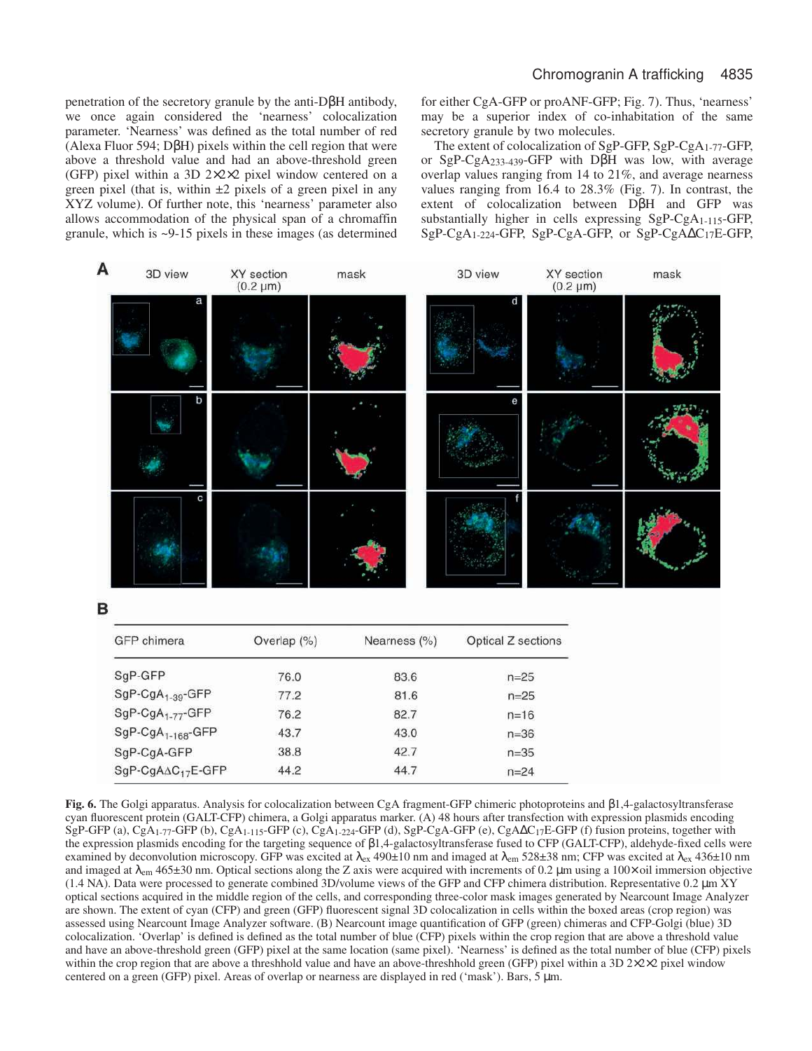penetration of the secretory granule by the anti-DβH antibody, we once again considered the 'nearness' colocalization parameter. 'Nearness' was defined as the total number of red (Alexa Fluor 594; DβH) pixels within the cell region that were above a threshold value and had an above-threshold green (GFP) pixel within a 3D 2×2×2 pixel window centered on a green pixel (that is, within ±2 pixels of a green pixel in any XYZ volume). Of further note, this 'nearness' parameter also allows accommodation of the physical span of a chromaffin granule, which is ~9-15 pixels in these images (as determined for either CgA-GFP or proANF-GFP; Fig. 7). Thus, 'nearness' may be a superior index of co-inhabitation of the same secretory granule by two molecules.

The extent of colocalization of SgP-GFP, SgP-$CgA_{1-77}$-GFP, or SgP-$CgA_{233-439}$-GFP with DβH was low, with average overlap values ranging from 14 to 21%, and average nearness values ranging from 16.4 to 28.3% (Fig. 7). In contrast, the extent of colocalization between DβH and GFP was substantially higher in cells expressing SgP-$CgA_{1-115}$-GFP, SgP-$CgA_{1-224}$-GFP, SgP-CgA-GFP, or SgP-CgA$\Delta C_{17}$E-GFP,

B

| GFP chimera | Overlap (%) | Nearness (%) | Optical Z sections |
|---|---|---|---|
| SgP-GFP | 76.0 | 83.6 | n=25 |
| SgP-$CgA_{1-39}$-GFP | 77.2 | 81.6 | n=25 |
| SgP-$CgA_{1-77}$-GFP | 76.2 | 82.7 | n=16 |
| SgP-$CgA_{1-168}$-GFP | 43.7 | 43.0 | n=36 |
| SgP-CgA-GFP | 38.8 | 42.7 | n=35 |
| SgP-CgA$\Delta C_{17}$E-GFP | 44.2 | 44.7 | n=24 |

**Fig. 6.** The Golgi apparatus. Analysis for colocalization between CgA fragment-GFP chimeric photoproteins and β1,4-galactosyltransferase cyan fluorescent protein (GALT-CFP) chimera, a Golgi apparatus marker. (A) 48 hours after transfection with expression plasmids encoding SgP-GFP (a), $CgA_{1-77}$-GFP (b), $CgA_{1-115}$-GFP (c), $CgA_{1-224}$-GFP (d), SgP-CgA-GFP (e), CgA$\Delta C_{17}$E-GFP (f) fusion proteins, together with the expression plasmids encoding for the targeting sequence of β1,4-galactosyltransferase fused to CFP (GALT-CFP), aldehyde-fixed cells were examined by deconvolution microscopy. GFP was excited at $\lambda_{ex}$ 490±10 nm and imaged at $\lambda_{em}$ 528±38 nm; CFP was excited at $\lambda_{ex}$ 436±10 nm and imaged at $\lambda_{em}$ 465±30 nm. Optical sections along the Z axis were acquired with increments of 0.2 μm using a 100× oil immersion objective (1.4 NA). Data were processed to generate combined 3D/volume views of the GFP and CFP chimera distribution. Representative 0.2 μm XY optical sections acquired in the middle region of the cells, and corresponding three-color mask images generated by Nearcount Image Analyzer are shown. The extent of cyan (CFP) and green (GFP) fluorescent signal 3D colocalization in cells within the boxed areas (crop region) was assessed using Nearcount Image Analyzer software. (B) Nearcount image quantification of GFP (green) chimeras and CFP-Golgi (blue) 3D colocalization. 'Overlap' is defined is defined as the total number of blue (CFP) pixels within the crop region that are above a threshold value and have an above-threshold green (GFP) pixel at the same location (same pixel). 'Nearness' is defined as the total number of blue (CFP) pixels within the crop region that are above a threshhold value and have an above-threshhold green (GFP) pixel within a 3D 2×2×2 pixel window centered on a green (GFP) pixel. Areas of overlap or nearness are displayed in red ('mask'). Bars, 5 μm.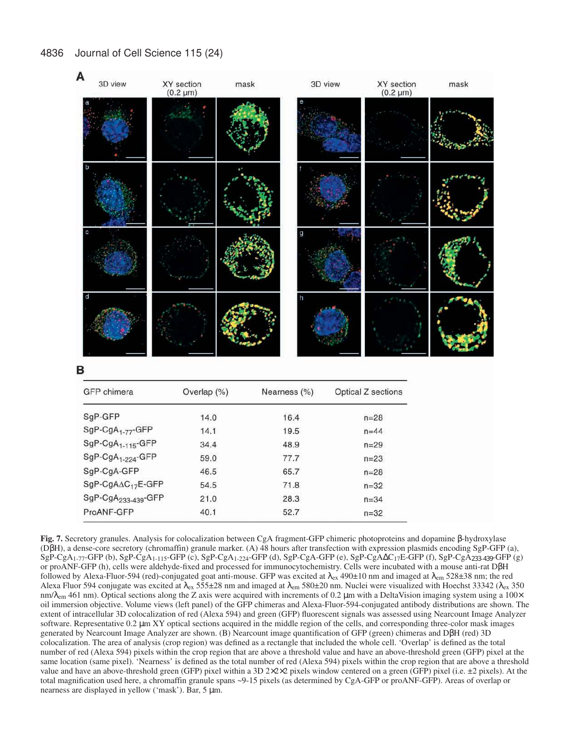**A**

**B**

| GFP chimera | Overlap (%) | Nearness (%) | Optical Z sections |
|---|---|---|---|
| SgP-GFP | 14.0 | 16.4 | n=28 |
| SgP-CgA$_{1-77}$-GFP | 14.1 | 19.5 | n=44 |
| SgP-CgA$_{1-115}$-GFP | 34.4 | 48.9 | n=29 |
| SgP-CgA$_{1-224}$-GFP | 59.0 | 77.7 | n=23 |
| SgP-CgA-GFP | 46.5 | 65.7 | n=28 |
| SgP-CgA$\Delta$C$_{17}$E-GFP | 54.5 | 71.8 | n=32 |
| SgP-CgA$_{233-439}$-GFP | 21.0 | 28.3 | n=34 |
| ProANF-GFP | 40.1 | 52.7 | n=32 |

**Fig. 7.** Secretory granules. Analysis for colocalization between CgA fragment-GFP chimeric photoproteins and dopamine β-hydroxylase (DβH), a dense-core secretory (chromaffin) granule marker. (A) 48 hours after transfection with expression plasmids encoding SgP-GFP (a), SgP-CgA$_{1-77}$-GFP (b), SgP-CgA$_{1-115}$-GFP (c), SgP-CgA$_{1-224}$-GFP (d), SgP-CgA-GFP (e), SgP-CgA$\Delta$C$_{17}$E-GFP (f), SgP-CgA$_{233-439}$-GFP (g) or proANF-GFP (h), cells were aldehyde-fixed and processed for immunocytochemistry. Cells were incubated with a mouse anti-rat DβH followed by Alexa-Fluor-594 (red)-conjugated goat anti-mouse. GFP was excited at $\lambda_{ex}$ 490±10 nm and imaged at $\lambda_{em}$ 528±38 nm; the red Alexa Fluor 594 conjugate was excited at $\lambda_{ex}$ 555±28 nm and imaged at $\lambda_{em}$ 580±20 nm. Nuclei were visualized with Hoechst 33342 ($\lambda_{ex}$ 350 nm/$\lambda_{em}$ 461 nm). Optical sections along the Z axis were acquired with increments of 0.2 µm with a DeltaVision imaging system using a 100× oil immersion objective. Volume views (left panel) of the GFP chimeras and Alexa-Fluor-594-conjugated antibody distributions are shown. The extent of intracellular 3D colocalization of red (Alexa 594) and green (GFP) fluorescent signals was assessed using Nearcount Image Analyzer software. Representative 0.2 µm XY optical sections acquired in the middle region of the cells, and corresponding three-color mask images generated by Nearcount Image Analyzer are shown. (B) Nearcount image quantification of GFP (green) chimeras and DβH (red) 3D colocalization. The area of analysis (crop region) was defined as a rectangle that included the whole cell. 'Overlap' is defined as the total number of red (Alexa 594) pixels within the crop region that are above a threshold value and have an above-threshold green (GFP) pixel at the same location (same pixel). 'Nearness' is defined as the total number of red (Alexa 594) pixels within the crop region that are above a threshold value and have an above-threshold green (GFP) pixel within a 3D 2×2×2 pixels window centered on a green (GFP) pixel (i.e. ±2 pixels). At the total magnification used here, a chromaffin granule spans ~9-15 pixels (as determined by CgA-GFP or proANF-GFP). Areas of overlap or nearness are displayed in yellow ('mask'). Bar, 5 µm.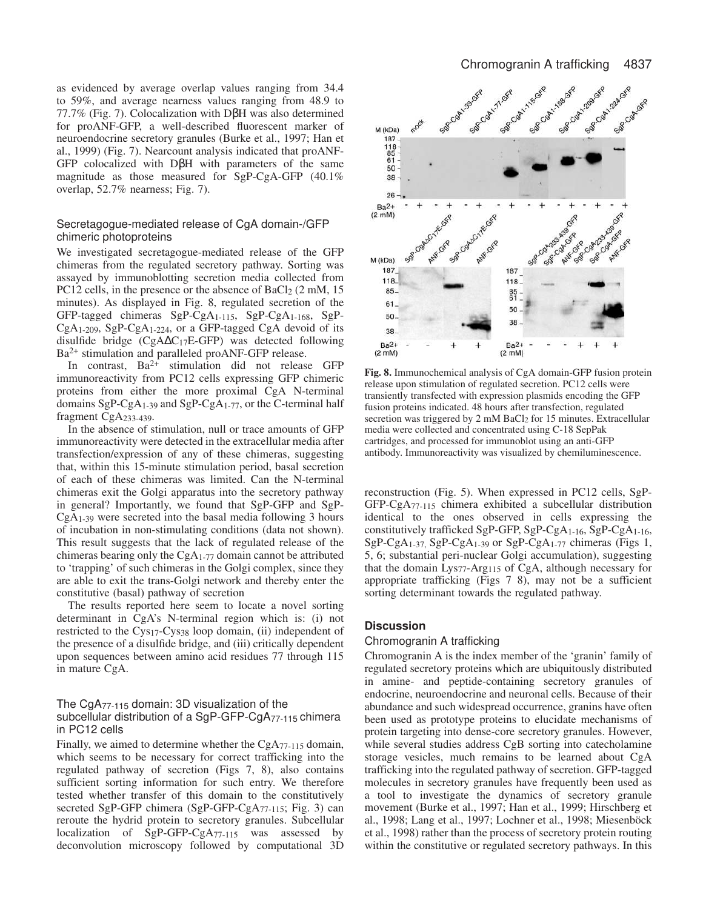as evidenced by average overlap values ranging from 34.4 to 59%, and average nearness values ranging from 48.9 to 77.7% (Fig. 7). Colocalization with DβH was also determined for proANF-GFP, a well-described fluorescent marker of neuroendocrine secretory granules (Burke et al., 1997; Han et al., 1999) (Fig. 7). Nearcount analysis indicated that proANF-GFP colocalized with DβH with parameters of the same magnitude as those measured for SgP-CgA-GFP (40.1% overlap, 52.7% nearness; Fig. 7).

### Secretagogue-mediated release of CgA domain-/GFP chimeric photoproteins

We investigated secretagogue-mediated release of the GFP chimeras from the regulated secretory pathway. Sorting was assayed by immunoblotting secretion media collected from PC12 cells, in the presence or the absence of $BaCl_2$ (2 mM, 15 minutes). As displayed in Fig. 8, regulated secretion of the GFP-tagged chimeras SgP-$CgA_{1-115}$, SgP-$CgA_{1-168}$, SgP-$CgA_{1-209}$, SgP-$CgA_{1-224}$, or a GFP-tagged CgA devoid of its disulfide bridge ($CgA\Delta C_{17}E$-GFP) was detected following $Ba^{2+}$ stimulation and paralleled proANF-GFP release.

In contrast, $Ba^{2+}$ stimulation did not release GFP immunoreactivity from PC12 cells expressing GFP chimeric proteins from either the more proximal CgA N-terminal domains SgP-$CgA_{1-39}$ and SgP-$CgA_{1-77}$, or the C-terminal half fragment $CgA_{233-439}$.

In the absence of stimulation, null or trace amounts of GFP immunoreactivity were detected in the extracellular media after transfection/expression of any of these chimeras, suggesting that, within this 15-minute stimulation period, basal secretion of each of these chimeras was limited. Can the N-terminal chimeras exit the Golgi apparatus into the secretory pathway in general? Importantly, we found that SgP-GFP and SgP-$CgA_{1-39}$ were secreted into the basal media following 3 hours of incubation in non-stimulating conditions (data not shown). This result suggests that the lack of regulated release of the chimeras bearing only the $CgA_{1-77}$ domain cannot be attributed to 'trapping' of such chimeras in the Golgi complex, since they are able to exit the trans-Golgi network and thereby enter the constitutive (basal) pathway of secretion

The results reported here seem to locate a novel sorting determinant in CgA's N-terminal region which is: (i) not restricted to the $Cys_{17}$-$Cys_{38}$ loop domain, (ii) independent of the presence of a disulfide bridge, and (iii) critically dependent upon sequences between amino acid residues 77 through 115 in mature CgA.

### The $CgA_{77-115}$ domain: 3D visualization of the subcellular distribution of a SgP-GFP-$CgA_{77-115}$ chimera in PC12 cells

Finally, we aimed to determine whether the $CgA_{77-115}$ domain, which seems to be necessary for correct trafficking into the regulated pathway of secretion (Figs 7, 8), also contains sufficient sorting information for such entry. We therefore tested whether transfer of this domain to the constitutively secreted SgP-GFP chimera (SgP-GFP-$CgA_{77-115}$; Fig. 3) can reroute the hydrid protein to secretory granules. Subcellular localization of SgP-GFP-$CgA_{77-115}$ was assessed by deconvolution microscopy followed by computational 3D reconstruction (Fig. 5). When expressed in PC12 cells, SgP-GFP-$CgA_{77-115}$ chimera exhibited a subcellular distribution identical to the ones observed in cells expressing the constitutively trafficked SgP-GFP, SgP-$CgA_{1-16}$, SgP-$CgA_{1-16}$, SgP-$CgA_{1-37}$, SgP-$CgA_{1-39}$ or SgP-$CgA_{1-77}$ chimeras (Figs 1, 5, 6; substantial peri-nuclear Golgi accumulation), suggesting that the domain $Lys_{77}$-$Arg_{115}$ of CgA, although necessary for appropriate trafficking (Figs 7 8), may not be a sufficient sorting determinant towards the regulated pathway.

**Fig. 8.** Immunochemical analysis of CgA domain-GFP fusion protein release upon stimulation of regulated secretion. PC12 cells were transiently transfected with expression plasmids encoding the GFP fusion proteins indicated. 48 hours after transfection, regulated secretion was triggered by 2 mM $BaCl_2$ for 15 minutes. Extracellular media were collected and concentrated using C-18 SepPak cartridges, and processed for immunoblot using an anti-GFP antibody. Immunoreactivity was visualized by chemiluminescence.

## Discussion

### Chromogranin A trafficking

Chromogranin A is the index member of the 'granin' family of regulated secretory proteins which are ubiquitously distributed in amine- and peptide-containing secretory granules of endocrine, neuroendocrine and neuronal cells. Because of their abundance and such widespread occurrence, granins have often been used as prototype proteins to elucidate mechanisms of protein targeting into dense-core secretory granules. However, while several studies address CgB sorting into catecholamine storage vesicles, much remains to be learned about CgA trafficking into the regulated pathway of secretion. GFP-tagged molecules in secretory granules have frequently been used as a tool to investigate the dynamics of secretory granule movement (Burke et al., 1997; Han et al., 1999; Hirschberg et al., 1998; Lang et al., 1997; Lochner et al., 1998; Miesenböck et al., 1998) rather than the process of secretory protein routing within the constitutive or regulated secretory pathways. In this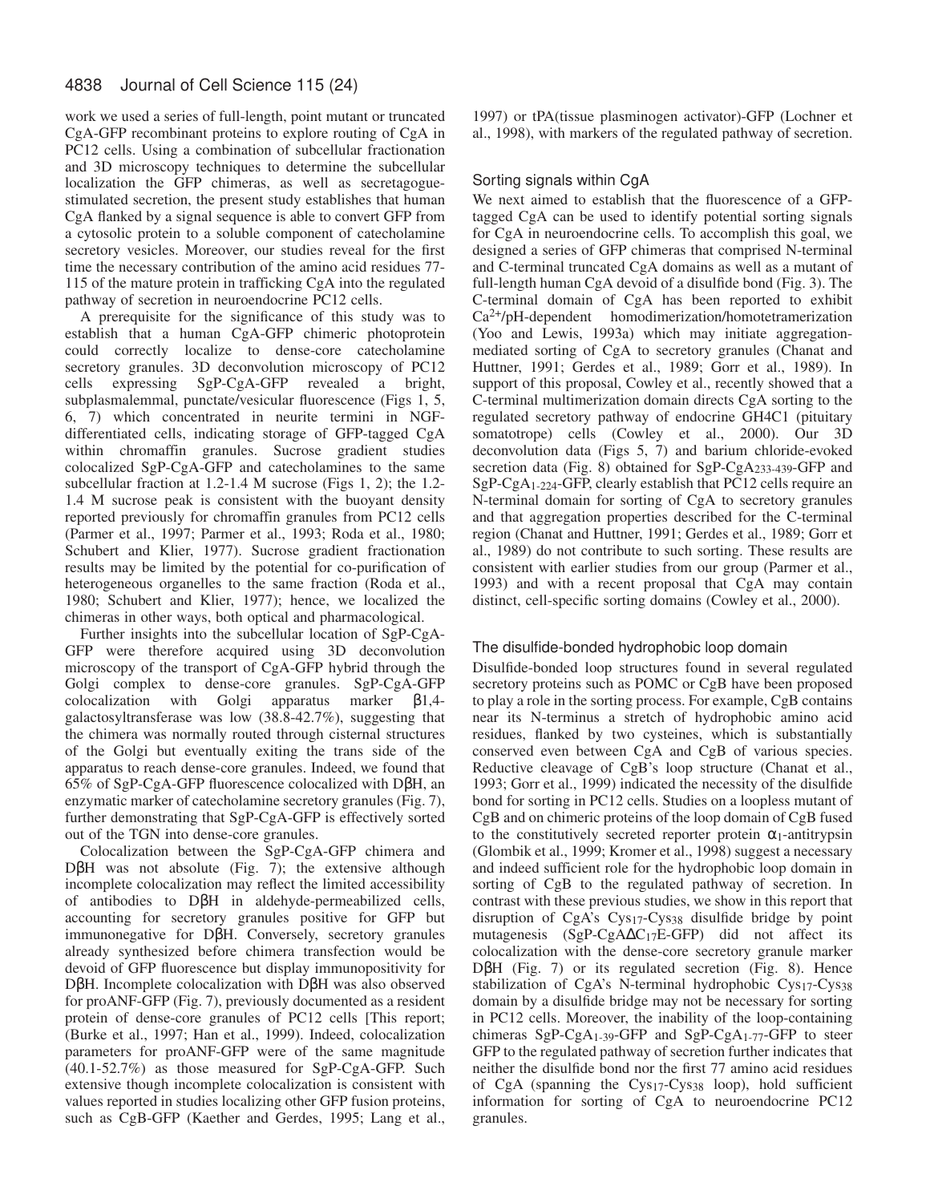work we used a series of full-length, point mutant or truncated CgA-GFP recombinant proteins to explore routing of CgA in PC12 cells. Using a combination of subcellular fractionation and 3D microscopy techniques to determine the subcellular localization the GFP chimeras, as well as secretagogue-stimulated secretion, the present study establishes that human CgA flanked by a signal sequence is able to convert GFP from a cytosolic protein to a soluble component of catecholamine secretory vesicles. Moreover, our studies reveal for the first time the necessary contribution of the amino acid residues 77-115 of the mature protein in trafficking CgA into the regulated pathway of secretion in neuroendocrine PC12 cells.

A prerequisite for the significance of this study was to establish that a human CgA-GFP chimeric photoprotein could correctly localize to dense-core catecholamine secretory granules. 3D deconvolution microscopy of PC12 cells expressing SgP-CgA-GFP revealed a bright, subplasmalemmal, punctate/vesicular fluorescence (Figs 1, 5, 6, 7) which concentrated in neurite termini in NGF-differentiated cells, indicating storage of GFP-tagged CgA within chromaffin granules. Sucrose gradient studies colocalized SgP-CgA-GFP and catecholamines to the same subcellular fraction at 1.2-1.4 M sucrose (Figs 1, 2); the 1.2-1.4 M sucrose peak is consistent with the buoyant density reported previously for chromaffin granules from PC12 cells (Parmer et al., 1997; Parmer et al., 1993; Roda et al., 1980; Schubert and Klier, 1977). Sucrose gradient fractionation results may be limited by the potential for co-purification of heterogeneous organelles to the same fraction (Roda et al., 1980; Schubert and Klier, 1977); hence, we localized the chimeras in other ways, both optical and pharmacological.

Further insights into the subcellular location of SgP-CgA-GFP were therefore acquired using 3D deconvolution microscopy of the transport of CgA-GFP hybrid through the Golgi complex to dense-core granules. SgP-CgA-GFP colocalization with Golgi apparatus marker β1,4-galactosyltransferase was low (38.8-42.7%), suggesting that the chimera was normally routed through cisternal structures of the Golgi but eventually exiting the trans side of the apparatus to reach dense-core granules. Indeed, we found that 65% of SgP-CgA-GFP fluorescence colocalized with DβH, an enzymatic marker of catecholamine secretory granules (Fig. 7), further demonstrating that SgP-CgA-GFP is effectively sorted out of the TGN into dense-core granules.

Colocalization between the SgP-CgA-GFP chimera and DβH was not absolute (Fig. 7); the extensive although incomplete colocalization may reflect the limited accessibility of antibodies to DβH in aldehyde-permeabilized cells, accounting for secretory granules positive for GFP but immunonegative for DβH. Conversely, secretory granules already synthesized before chimera transfection would be devoid of GFP fluorescence but display immunopositivity for DβH. Incomplete colocalization with DβH was also observed for proANF-GFP (Fig. 7), previously documented as a resident protein of dense-core granules of PC12 cells [This report; (Burke et al., 1997; Han et al., 1999). Indeed, colocalization parameters for proANF-GFP were of the same magnitude (40.1-52.7%) as those measured for SgP-CgA-GFP. Such extensive though incomplete colocalization is consistent with values reported in studies localizing other GFP fusion proteins, such as CgB-GFP (Kaether and Gerdes, 1995; Lang et al., 1997) or tPA(tissue plasminogen activator)-GFP (Lochner et al., 1998), with markers of the regulated pathway of secretion.

## Sorting signals within CgA

We next aimed to establish that the fluorescence of a GFP-tagged CgA can be used to identify potential sorting signals for CgA in neuroendocrine cells. To accomplish this goal, we designed a series of GFP chimeras that comprised N-terminal and C-terminal truncated CgA domains as well as a mutant of full-length human CgA devoid of a disulfide bond (Fig. 3). The C-terminal domain of CgA has been reported to exhibit $Ca^{2+}$/pH-dependent homodimerization/homotetramerization (Yoo and Lewis, 1993a) which may initiate aggregation-mediated sorting of CgA to secretory granules (Chanat and Huttner, 1991; Gerdes et al., 1989; Gorr et al., 1989). In support of this proposal, Cowley et al., recently showed that a C-terminal multimerization domain directs CgA sorting to the regulated secretory pathway of endocrine GH4C1 (pituitary somatotrope) cells (Cowley et al., 2000). Our 3D deconvolution data (Figs 5, 7) and barium chloride-evoked secretion data (Fig. 8) obtained for SgP-$CgA_{233-439}$-GFP and SgP-$CgA_{1-224}$-GFP, clearly establish that PC12 cells require an N-terminal domain for sorting of CgA to secretory granules and that aggregation properties described for the C-terminal region (Chanat and Huttner, 1991; Gerdes et al., 1989; Gorr et al., 1989) do not contribute to such sorting. These results are consistent with earlier studies from our group (Parmer et al., 1993) and with a recent proposal that CgA may contain distinct, cell-specific sorting domains (Cowley et al., 2000).

## The disulfide-bonded hydrophobic loop domain

Disulfide-bonded loop structures found in several regulated secretory proteins such as POMC or CgB have been proposed to play a role in the sorting process. For example, CgB contains near its N-terminus a stretch of hydrophobic amino acid residues, flanked by two cysteines, which is substantially conserved even between CgA and CgB of various species. Reductive cleavage of CgB's loop structure (Chanat et al., 1993; Gorr et al., 1999) indicated the necessity of the disulfide bond for sorting in PC12 cells. Studies on a loopless mutant of CgB and on chimeric proteins of the loop domain of CgB fused to the constitutively secreted reporter protein $\alpha_1$-antitrypsin (Glombik et al., 1999; Kromer et al., 1998) suggest a necessary and indeed sufficient role for the hydrophobic loop domain in sorting of CgB to the regulated pathway of secretion. In contrast with these previous studies, we show in this report that disruption of CgA's $Cys_{17}$-$Cys_{38}$ disulfide bridge by point mutagenesis (SgP-CgAΔ$C_{17}$E-GFP) did not affect its colocalization with the dense-core secretory granule marker DβH (Fig. 7) or its regulated secretion (Fig. 8). Hence stabilization of CgA's N-terminal hydrophobic $Cys_{17}$-$Cys_{38}$ domain by a disulfide bridge may not be necessary for sorting in PC12 cells. Moreover, the inability of the loop-containing chimeras SgP-$CgA_{1-39}$-GFP and SgP-$CgA_{1-77}$-GFP to steer GFP to the regulated pathway of secretion further indicates that neither the disulfide bond nor the first 77 amino acid residues of CgA (spanning the $Cys_{17}$-$Cys_{38}$ loop), hold sufficient information for sorting of CgA to neuroendocrine PC12 granules.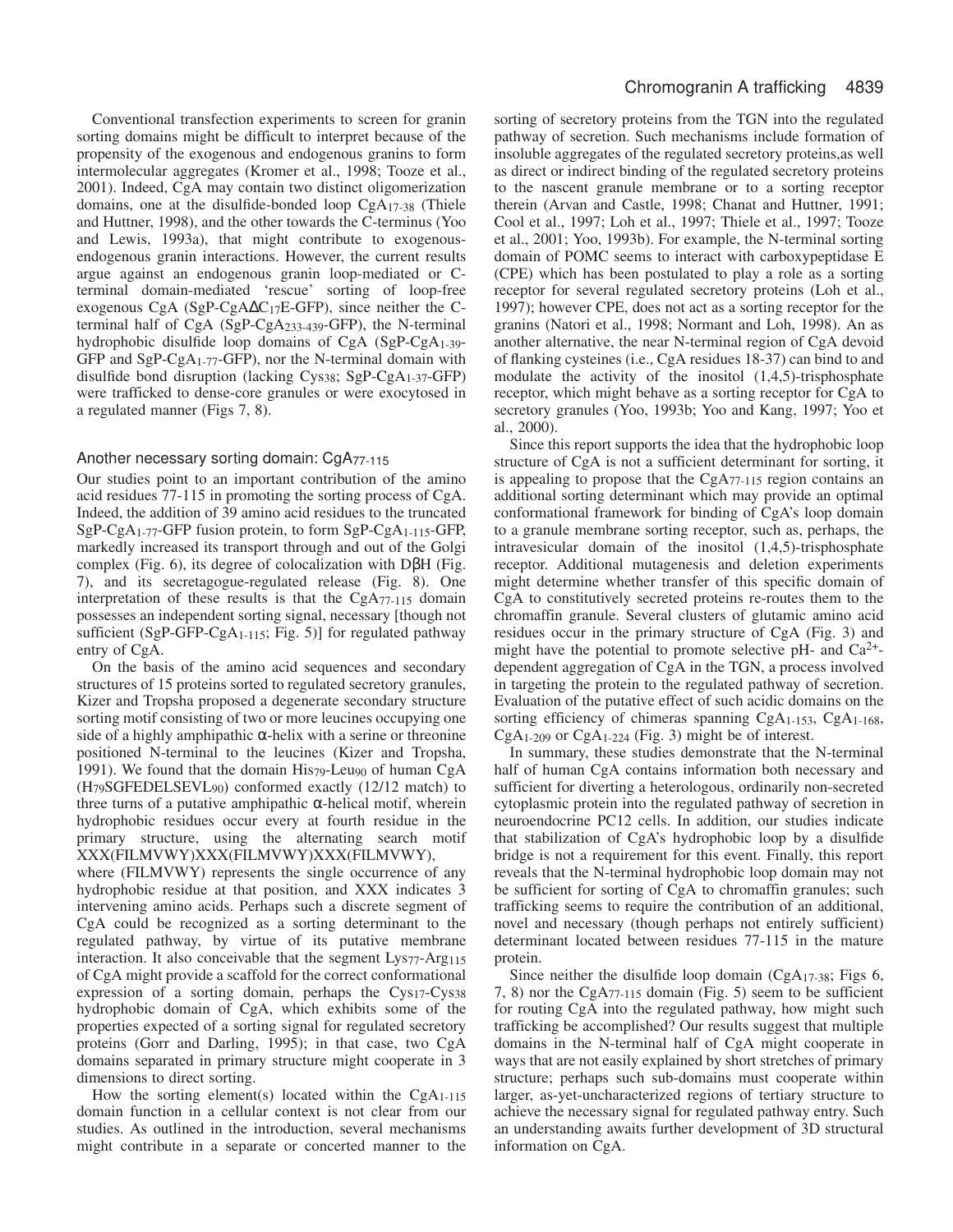Conventional transfection experiments to screen for granin sorting domains might be difficult to interpret because of the propensity of the exogenous and endogenous granins to form intermolecular aggregates (Kromer et al., 1998; Tooze et al., 2001). Indeed, CgA may contain two distinct oligomerization domains, one at the disulfide-bonded loop $CgA_{17\text{-}38}$ (Thiele and Huttner, 1998), and the other towards the C-terminus (Yoo and Lewis, 1993a), that might contribute to exogenous-endogenous granin interactions. However, the current results argue against an endogenous granin loop-mediated or C-terminal domain-mediated 'rescue' sorting of loop-free exogenous CgA (SgP-CgA$\Delta C_{17}$E-GFP), since neither the C-terminal half of CgA (SgP-$CgA_{233\text{-}439}$-GFP), the N-terminal hydrophobic disulfide loop domains of CgA (SgP-$CgA_{1\text{-}39}$-GFP and SgP-$CgA_{1\text{-}77}$-GFP), nor the N-terminal domain with disulfide bond disruption (lacking $Cys_{38}$; SgP-$CgA_{1\text{-}37}$-GFP) were trafficked to dense-core granules or were exocytosed in a regulated manner (Figs 7, 8).

### Another necessary sorting domain: $CgA_{77\text{-}115}$

Our studies point to an important contribution of the amino acid residues 77-115 in promoting the sorting process of CgA. Indeed, the addition of 39 amino acid residues to the truncated SgP-$CgA_{1\text{-}77}$-GFP fusion protein, to form SgP-$CgA_{1\text{-}115}$-GFP, markedly increased its transport through and out of the Golgi complex (Fig. 6), its degree of colocalization with DβH (Fig. 7), and its secretagogue-regulated release (Fig. 8). One interpretation of these results is that the $CgA_{77\text{-}115}$ domain possesses an independent sorting signal, necessary [though not sufficient (SgP-GFP-$CgA_{1\text{-}115}$; Fig. 5)] for regulated pathway entry of CgA.

On the basis of the amino acid sequences and secondary structures of 15 proteins sorted to regulated secretory granules, Kizer and Tropsha proposed a degenerate secondary structure sorting motif consisting of two or more leucines occupying one side of a highly amphipathic α-helix with a serine or threonine positioned N-terminal to the leucines (Kizer and Tropsha, 1991). We found that the domain $His_{79}$-$Leu_{90}$ of human CgA ($H_{79}$SGFEDELSEV$L_{90}$) conformed exactly (12/12 match) to three turns of a putative amphipathic α-helical motif, wherein hydrophobic residues occur every at fourth residue in the primary structure, using the alternating search motif XXX(FILMVWY)XXX(FILMVWY)XXX(FILMVWY), where (FILMVWY) represents the single occurrence of any hydrophobic residue at that position, and XXX indicates 3 intervening amino acids. Perhaps such a discrete segment of CgA could be recognized as a sorting determinant to the regulated pathway, by virtue of its putative membrane interaction. It also conceivable that the segment $Lys_{77}$-$Arg_{115}$ of CgA might provide a scaffold for the correct conformational expression of a sorting domain, perhaps the $Cys_{17}$-$Cys_{38}$ hydrophobic domain of CgA, which exhibits some of the properties expected of a sorting signal for regulated secretory proteins (Gorr and Darling, 1995); in that case, two CgA domains separated in primary structure might cooperate in 3 dimensions to direct sorting.

How the sorting element(s) located within the $CgA_{1\text{-}115}$ domain function in a cellular context is not clear from our studies. As outlined in the introduction, several mechanisms might contribute in a separate or concerted manner to the sorting of secretory proteins from the TGN into the regulated pathway of secretion. Such mechanisms include formation of insoluble aggregates of the regulated secretory proteins,as well as direct or indirect binding of the regulated secretory proteins to the nascent granule membrane or to a sorting receptor therein (Arvan and Castle, 1998; Chanat and Huttner, 1991; Cool et al., 1997; Loh et al., 1997; Thiele et al., 1997; Tooze et al., 2001; Yoo, 1993b). For example, the N-terminal sorting domain of POMC seems to interact with carboxypeptidase E (CPE) which has been postulated to play a role as a sorting receptor for several regulated secretory proteins (Loh et al., 1997); however CPE, does not act as a sorting receptor for the granins (Natori et al., 1998; Normant and Loh, 1998). An as another alternative, the near N-terminal region of CgA devoid of flanking cysteines (i.e., CgA residues 18-37) can bind to and modulate the activity of the inositol (1,4,5)-trisphosphate receptor, which might behave as a sorting receptor for CgA to secretory granules (Yoo, 1993b; Yoo and Kang, 1997; Yoo et al., 2000).

Since this report supports the idea that the hydrophobic loop structure of CgA is not a sufficient determinant for sorting, it is appealing to propose that the $CgA_{77\text{-}115}$ region contains an additional sorting determinant which may provide an optimal conformational framework for binding of CgA's loop domain to a granule membrane sorting receptor, such as, perhaps, the intravesicular domain of the inositol (1,4,5)-trisphosphate receptor. Additional mutagenesis and deletion experiments might determine whether transfer of this specific domain of CgA to constitutively secreted proteins re-routes them to the chromaffin granule. Several clusters of glutamic amino acid residues occur in the primary structure of CgA (Fig. 3) and might have the potential to promote selective pH- and $Ca^{2+}$-dependent aggregation of CgA in the TGN, a process involved in targeting the protein to the regulated pathway of secretion. Evaluation of the putative effect of such acidic domains on the sorting efficiency of chimeras spanning $CgA_{1\text{-}153}$, $CgA_{1\text{-}168}$, $CgA_{1\text{-}209}$ or $CgA_{1\text{-}224}$ (Fig. 3) might be of interest.

In summary, these studies demonstrate that the N-terminal half of human CgA contains information both necessary and sufficient for diverting a heterologous, ordinarily non-secreted cytoplasmic protein into the regulated pathway of secretion in neuroendocrine PC12 cells. In addition, our studies indicate that stabilization of CgA's hydrophobic loop by a disulfide bridge is not a requirement for this event. Finally, this report reveals that the N-terminal hydrophobic loop domain may not be sufficient for sorting of CgA to chromaffin granules; such trafficking seems to require the contribution of an additional, novel and necessary (though perhaps not entirely sufficient) determinant located between residues 77-115 in the mature protein.

Since neither the disulfide loop domain ($CgA_{17\text{-}38}$; Figs 6, 7, 8) nor the $CgA_{77\text{-}115}$ domain (Fig. 5) seem to be sufficient for routing CgA into the regulated pathway, how might such trafficking be accomplished? Our results suggest that multiple domains in the N-terminal half of CgA might cooperate in ways that are not easily explained by short stretches of primary structure; perhaps such sub-domains must cooperate within larger, as-yet-uncharacterized regions of tertiary structure to achieve the necessary signal for regulated pathway entry. Such an understanding awaits further development of 3D structural information on CgA.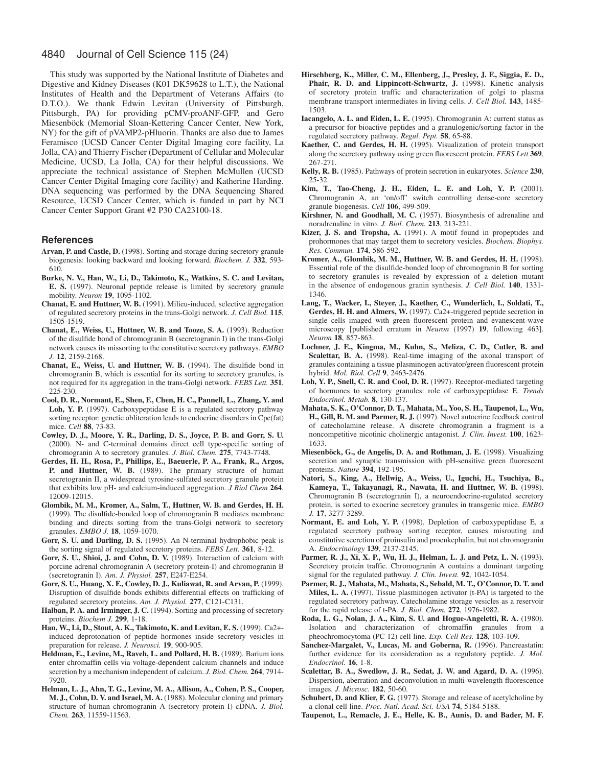This study was supported by the National Institute of Diabetes and Digestive and Kidney Diseases (K01 DK59628 to L.T.), the National Institutes of Health and the Department of Veterans Affairs (to D.T.O.). We thank Edwin Levitan (University of Pittsburgh, Pittsburgh, PA) for providing pCMV-proANF-GFP, and Gero Miesenböck (Memorial Sloan-Kettering Cancer Center, New York, NY) for the gift of pVAMP2-pHluorin. Thanks are also due to James Feramisco (UCSD Cancer Center Digital Imaging core facility, La Jolla, CA) and Thierry Fischer (Department of Cellular and Molecular Medicine, UCSD, La Jolla, CA) for their helpful discussions. We appreciate the technical assistance of Stephen McMullen (UCSD Cancer Center Digital Imaging core facility) and Katherine Harding. DNA sequencing was performed by the DNA Sequencing Shared Resource, UCSD Cancer Center, which is funded in part by NCI Cancer Center Support Grant #2 P30 CA23100-18.

## References

**Arvan, P. and Castle, D.** (1998). Sorting and storage during secretory granule biogenesis: looking backward and looking forward. *Biochem. J.* **332**, 593-610.

**Burke, N. V., Han, W., Li, D., Takimoto, K., Watkins, S. C. and Levitan, E. S.** (1997). Neuronal peptide release is limited by secretory granule mobility. *Neuron* **19**, 1095-1102.

**Chanat, E. and Huttner, W. B.** (1991). Milieu-induced, selective aggregation of regulated secretory proteins in the trans-Golgi network. *J. Cell Biol.* **115**, 1505-1519.

**Chanat, E., Weiss, U., Huttner, W. B. and Tooze, S. A.** (1993). Reduction of the disulfide bond of chromogranin B (secretogranin I) in the trans-Golgi network causes its missorting to the constitutive secretory pathways. *EMBO J.* **12**, 2159-2168.

**Chanat, E., Weiss, U. and Huttner, W. B.** (1994). The disulfide bond in chromogranin B, which is essential for its sorting to secretory granules, is not required for its aggregation in the trans-Golgi network. *FEBS Lett.* **351**, 225-230.

**Cool, D. R., Normant, E., Shen, F., Chen, H. C., Pannell, L., Zhang, Y. and Loh, Y. P.** (1997). Carboxypeptidase E is a regulated secretory pathway sorting receptor: genetic obliteration leads to endocrine disorders in Cpe(fat) mice. *Cell* **88**, 73-83.

**Cowley, D. J., Moore, Y. R., Darling, D. S., Joyce, P. B. and Gorr, S. U.** (2000). N- and C-terminal domains direct cell type-specific sorting of chromogranin A to secretory granules. *J. Biol. Chem.* **275**, 7743-7748.

**Gerdes, H. H., Rosa, P., Phillips, E., Baeuerle, P. A., Frank, R., Argos, P. and Huttner, W. B.** (1989). The primary structure of human secretogranin II, a widespread tyrosine-sulfated secretory granule protein that exhibits low pH- and calcium-induced aggregation. *J Biol Chem* **264**, 12009-12015.

**Glombik, M. M., Kromer, A., Salm, T., Huttner, W. B. and Gerdes, H. H.** (1999). The disulfide-bonded loop of chromogranin B mediates membrane binding and directs sorting from the trans-Golgi network to secretory granules. *EMBO J.* **18**, 1059-1070.

**Gorr, S. U. and Darling, D. S.** (1995). An N-terminal hydrophobic peak is the sorting signal of regulated secretory proteins. *FEBS Lett.* **361**, 8-12.

**Gorr, S. U., Shioi, J. and Cohn, D. V.** (1989). Interaction of calcium with porcine adrenal chromogranin A (secretory protein-I) and chromogranin B (secretogranin I). *Am. J. Physiol.* **257**, E247-E254.

**Gorr, S. U., Huang, X. F., Cowley, D. J., Kuliawat, R. and Arvan, P.** (1999). Disruption of disulfide bonds exhibits differential effects on trafficking of regulated secretory proteins. *Am. J. Physiol.* **277**, C121-C131.

**Halban, P. A. and Irminger, J. C.** (1994). Sorting and processing of secretory proteins. *Biochem J.* **299**, 1-18.

**Han, W., Li, D., Stout, A. K., Takimoto, K. and Levitan, E. S.** (1999). Ca2+-induced deprotonation of peptide hormones inside secretory vesicles in preparation for release. *J. Neurosci.* **19**, 900-905.

**Heldman, E., Levine, M., Raveh, L. and Pollard, H. B.** (1989). Barium ions enter chromaffin cells via voltage-dependent calcium channels and induce secretion by a mechanism independent of calcium. *J. Biol. Chem.* **264**, 7914-7920.

**Helman, L. J., Ahn, T. G., Levine, M. A., Allison, A., Cohen, P. S., Cooper, M. J., Cohn, D. V. and Israel, M. A.** (1988). Molecular cloning and primary structure of human chromogranin A (secretory protein I) cDNA. *J. Biol. Chem.* **263**, 11559-11563.

**Hirschberg, K., Miller, C. M., Ellenberg, J., Presley, J. F., Siggia, E. D., Phair, R. D. and Lippincott-Schwartz, J.** (1998). Kinetic analysis of secretory protein traffic and characterization of golgi to plasma membrane transport intermediates in living cells. *J. Cell Biol.* **143**, 1485-1503.

**Iacangelo, A. L. and Eiden, L. E.** (1995). Chromogranin A: current status as a precursor for bioactive peptides and a granulogenic/sorting factor in the regulated secretory pathway. *Regul. Pept.* **58**, 65-88.

**Kaether, C. and Gerdes, H. H.** (1995). Visualization of protein transport along the secretory pathway using green fluorescent protein. *FEBS Lett* **369**, 267-271.

**Kelly, R. B.** (1985). Pathways of protein secretion in eukaryotes. *Science* **230**, 25-32.

**Kim, T., Tao-Cheng, J. H., Eiden, L. E. and Loh, Y. P.** (2001). Chromogranin A, an 'on/off' switch controlling dense-core secretory granule biogenesis. *Cell* **106**, 499-509.

**Kirshner, N. and Goodhall, M. C.** (1957). Biosynthesis of adrenaline and noradrenaline in vitro. *J. Biol. Chem.* **213**, 213-221.

**Kizer, J. S. and Tropsha, A.** (1991). A motif found in propeptides and prohormones that may target them to secretory vesicles. *Biochem. Biophys. Res. Commun.* **174**, 586-592.

**Kromer, A., Glombik, M. M., Huttner, W. B. and Gerdes, H. H.** (1998). Essential role of the disulfide-bonded loop of chromogranin B for sorting to secretory granules is revealed by expression of a deletion mutant in the absence of endogenous granin synthesis. *J. Cell Biol.* **140**, 1331-1346.

**Lang, T., Wacker, I., Steyer, J., Kaether, C., Wunderlich, I., Soldati, T., Gerdes, H. H. and Almers, W.** (1997). Ca2+-triggered peptide secretion in single cells imaged with green fluorescent protein and evanescent-wave microscopy [published erratum in *Neuron* (1997) **19**, following 463]. *Neuron* **18**, 857-863.

**Lochner, J. E., Kingma, M., Kuhn, S., Meliza, C. D., Cutler, B. and Scalettar, B. A.** (1998). Real-time imaging of the axonal transport of granules containing a tissue plasminogen activator/green fluorescent protein hybrid. *Mol. Biol. Cell* **9**, 2463-2476.

**Loh, Y. P., Snell, C. R. and Cool, D. R.** (1997). Receptor-mediated targeting of hormones to secretory granules: role of carboxypeptidase E. *Trends Endocrinol. Metab.* **8**, 130-137.

**Mahata, S. K., O'Connor, D. T., Mahata, M., Yoo, S. H., Taupenot, L., Wu, H., Gill, B. M. and Parmer, R. J.** (1997). Novel autocrine feedback control of catecholamine release. A discrete chromogranin a fragment is a noncompetitive nicotinic cholinergic antagonist. *J. Clin. Invest.* **100**, 1623-1633.

**Miesenböck, G., de Angelis, D. A. and Rothman, J. E.** (1998). Visualizing secretion and synaptic transmission with pH-sensitive green fluorescent proteins. *Nature* **394**, 192-195.

**Natori, S., King, A., Hellwig, A., Weiss, U., Iguchi, H., Tsuchiya, B., Kameya, T., Takayanagi, R., Nawata, H. and Huttner, W. B.** (1998). Chromogranin B (secretogranin I), a neuroendocrine-regulated secretory protein, is sorted to exocrine secretory granules in transgenic mice. *EMBO J.* **17**, 3277-3289.

**Normant, E. and Loh, Y. P.** (1998). Depletion of carboxypeptidase E, a regulated secretory pathway sorting receptor, causes misrouting and constitutive secretion of proinsulin and proenkephalin, but not chromogranin A. *Endocrinology* **139**, 2137-2145.

**Parmer, R. J., Xi, X. P., Wu, H. J., Helman, L. J. and Petz, L. N.** (1993). Secretory protein traffic. Chromogranin A contains a dominant targeting signal for the regulated pathway. *J. Clin. Invest.* **92**, 1042-1054.

**Parmer, R. J., Mahata, M., Mahata, S., Sebald, M. T., O'Connor, D. T. and Miles, L. A.** (1997). Tissue plasminogen activator (t-PA) is targeted to the regulated secretory pathway. Catecholamine storage vesicles as a reservoir for the rapid release of t-PA. *J. Biol. Chem.* **272**, 1976-1982.

**Roda, L. G., Nolan, J. A., Kim, S. U. and Hogue-Angeletti, R. A.** (1980). Isolation and characterization of chromaffin granules from a pheochromocytoma (PC 12) cell line. *Exp. Cell Res.* **128**, 103-109.

**Sanchez-Margalet, V., Lucas, M. and Goberna, R.** (1996). Pancreastatin: further evidence for its consideration as a regulatory peptide. *J. Mol. Endocrinol.* **16**, 1-8.

**Scalettar, B. A., Swedlow, J. R., Sedat, J. W. and Agard, D. A.** (1996). Dispersion, aberration and deconvolution in multi-wavelength fluorescence images. *J. Microsc.* **182**, 50-60.

**Schubert, D. and Klier, F. G.** (1977). Storage and release of acetylcholine by a clonal cell line. *Proc. Natl. Acad. Sci. USA* **74**, 5184-5188.

**Taupenot, L., Remacle, J. E., Helle, K. B., Aunis, D. and Bader, M. F.**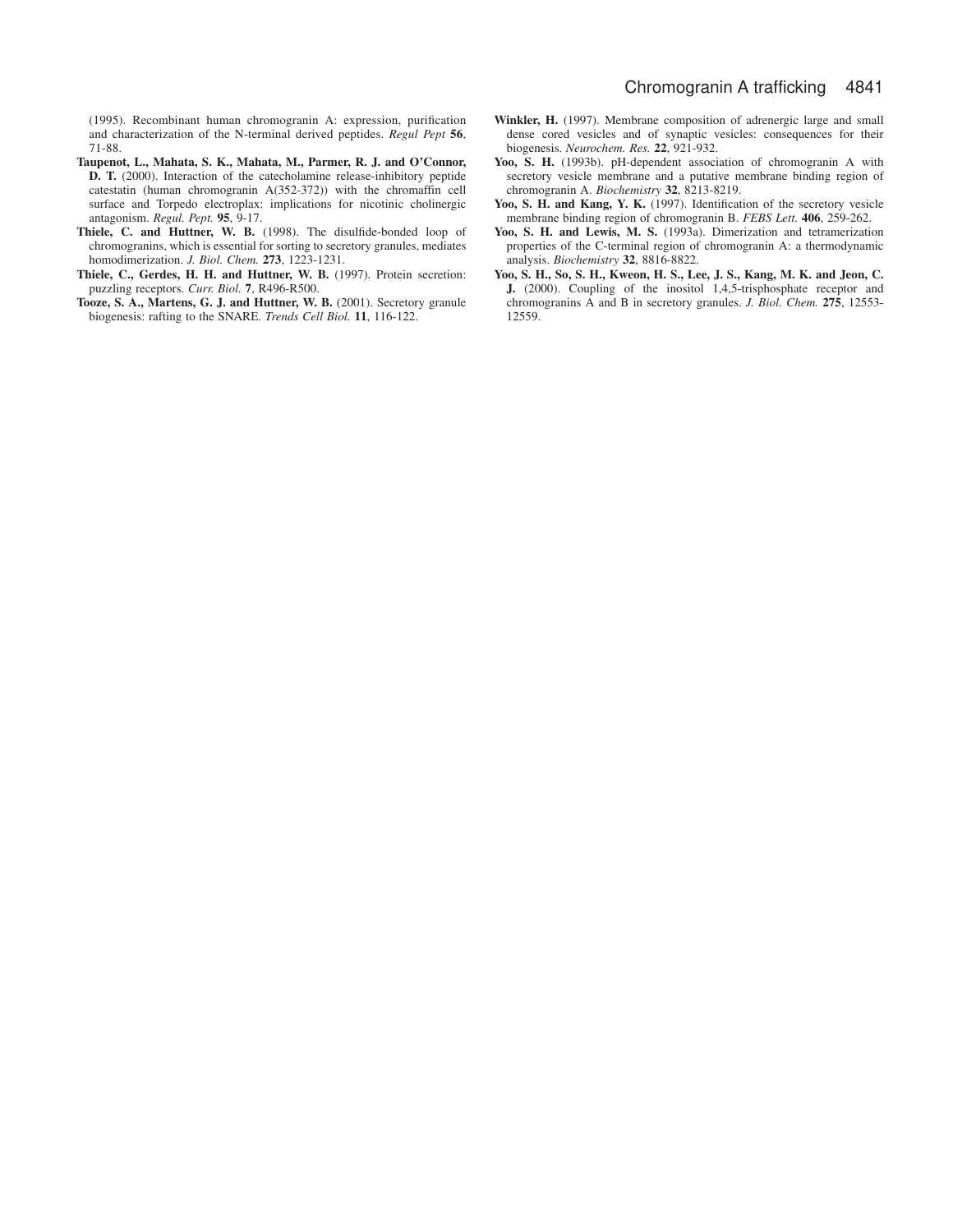(1995). Recombinant human chromogranin A: expression, purification and characterization of the N-terminal derived peptides. *Regul Pept* **56**, 71-88.

**Taupenot, L., Mahata, S. K., Mahata, M., Parmer, R. J. and O'Connor, D. T.** (2000). Interaction of the catecholamine release-inhibitory peptide catestatin (human chromogranin A(352-372)) with the chromaffin cell surface and Torpedo electroplax: implications for nicotinic cholinergic antagonism. *Regul. Pept.* **95**, 9-17.

**Thiele, C. and Huttner, W. B.** (1998). The disulfide-bonded loop of chromogranins, which is essential for sorting to secretory granules, mediates homodimerization. *J. Biol. Chem.* **273**, 1223-1231.

**Thiele, C., Gerdes, H. H. and Huttner, W. B.** (1997). Protein secretion: puzzling receptors. *Curr. Biol.* **7**, R496-R500.

**Tooze, S. A., Martens, G. J. and Huttner, W. B.** (2001). Secretory granule biogenesis: rafting to the SNARE. *Trends Cell Biol.* **11**, 116-122.

**Winkler, H.** (1997). Membrane composition of adrenergic large and small dense cored vesicles and of synaptic vesicles: consequences for their biogenesis. *Neurochem. Res.* **22**, 921-932.

**Yoo, S. H.** (1993b). pH-dependent association of chromogranin A with secretory vesicle membrane and a putative membrane binding region of chromogranin A. *Biochemistry* **32**, 8213-8219.

**Yoo, S. H. and Kang, Y. K.** (1997). Identification of the secretory vesicle membrane binding region of chromogranin B. *FEBS Lett.* **406**, 259-262.

**Yoo, S. H. and Lewis, M. S.** (1993a). Dimerization and tetramerization properties of the C-terminal region of chromogranin A: a thermodynamic analysis. *Biochemistry* **32**, 8816-8822.

**Yoo, S. H., So, S. H., Kweon, H. S., Lee, J. S., Kang, M. K. and Jeon, C. J.** (2000). Coupling of the inositol 1,4,5-trisphosphate receptor and chromogranins A and B in secretory granules. *J. Biol. Chem.* **275**, 12553-12559.